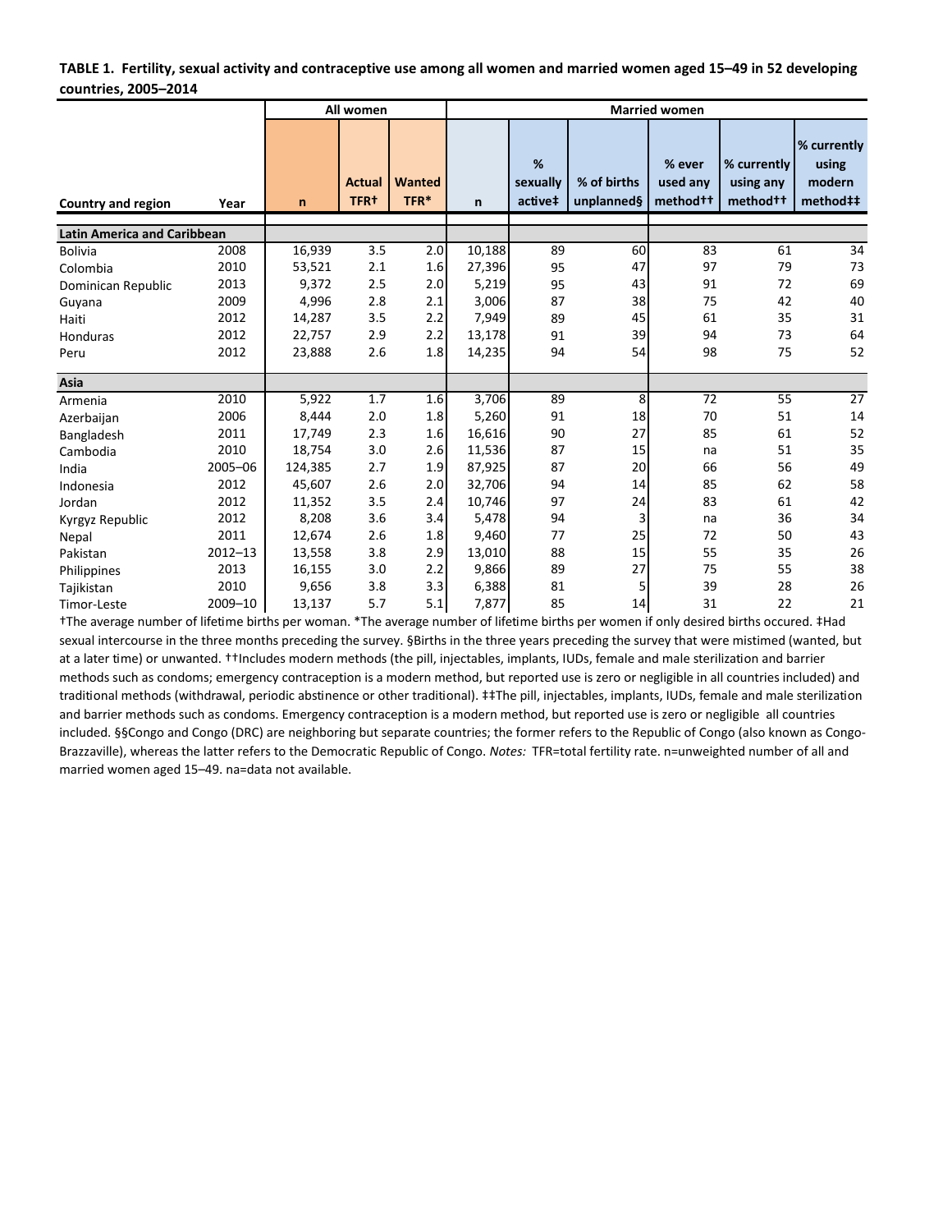**TABLE 1. Fertility, sexual activity and contraceptive use among all women and married women aged 15–49 in 52 developing countries, 2005–2014**

| Country and region | Year | All women | | | Married women | | | | | |
|---|---|---|---|---|---|---|---|---|---|---|
| | | n | Actual TFR† | Wanted TFR* | n | % sexually active‡ | % of births unplanned§ | % ever used any method†† | % currently using any method†† | % currently using modern method‡‡ |
| **Latin America and Caribbean** | | | | | | | | | | |
| Bolivia | 2008 | 16,939 | 3.5 | 2.0 | 10,188 | 89 | 60 | 83 | 61 | 34 |
| Colombia | 2010 | 53,521 | 2.1 | 1.6 | 27,396 | 95 | 47 | 97 | 79 | 73 |
| Dominican Republic | 2013 | 9,372 | 2.5 | 2.0 | 5,219 | 95 | 43 | 91 | 72 | 69 |
| Guyana | 2009 | 4,996 | 2.8 | 2.1 | 3,006 | 87 | 38 | 75 | 42 | 40 |
| Haiti | 2012 | 14,287 | 3.5 | 2.2 | 7,949 | 89 | 45 | 61 | 35 | 31 |
| Honduras | 2012 | 22,757 | 2.9 | 2.2 | 13,178 | 91 | 39 | 94 | 73 | 64 |
| Peru | 2012 | 23,888 | 2.6 | 1.8 | 14,235 | 94 | 54 | 98 | 75 | 52 |
| **Asia** | | | | | | | | | | |
| Armenia | 2010 | 5,922 | 1.7 | 1.6 | 3,706 | 89 | 8 | 72 | 55 | 27 |
| Azerbaijan | 2006 | 8,444 | 2.0 | 1.8 | 5,260 | 91 | 18 | 70 | 51 | 14 |
| Bangladesh | 2011 | 17,749 | 2.3 | 1.6 | 16,616 | 90 | 27 | 85 | 61 | 52 |
| Cambodia | 2010 | 18,754 | 3.0 | 2.6 | 11,536 | 87 | 15 | na | 51 | 35 |
| India | 2005–06 | 124,385 | 2.7 | 1.9 | 87,925 | 87 | 20 | 66 | 56 | 49 |
| Indonesia | 2012 | 45,607 | 2.6 | 2.0 | 32,706 | 94 | 14 | 85 | 62 | 58 |
| Jordan | 2012 | 11,352 | 3.5 | 2.4 | 10,746 | 97 | 24 | 83 | 61 | 42 |
| Kyrgyz Republic | 2012 | 8,208 | 3.6 | 3.4 | 5,478 | 94 | 3 | na | 36 | 34 |
| Nepal | 2011 | 12,674 | 2.6 | 1.8 | 9,460 | 77 | 25 | 72 | 50 | 43 |
| Pakistan | 2012–13 | 13,558 | 3.8 | 2.9 | 13,010 | 88 | 15 | 55 | 35 | 26 |
| Philippines | 2013 | 16,155 | 3.0 | 2.2 | 9,866 | 89 | 27 | 75 | 55 | 38 |
| Tajikistan | 2010 | 9,656 | 3.8 | 3.3 | 6,388 | 81 | 5 | 39 | 28 | 26 |
| Timor-Leste | 2009–10 | 13,137 | 5.7 | 5.1 | 7,877 | 85 | 14 | 31 | 22 | 21 |

†The average number of lifetime births per woman. *The average number of lifetime births per women if only desired births occured. ‡Had sexual intercourse in the three months preceding the survey. §Births in the three years preceding the survey that were mistimed (wanted, but at a later time) or unwanted. ††Includes modern methods (the pill, injectables, implants, IUDs, female and male sterilization and barrier methods such as condoms; emergency contraception is a modern method, but reported use is zero or negligible in all countries included) and traditional methods (withdrawal, periodic abstinence or other traditional). ‡‡The pill, injectables, implants, IUDs, female and male sterilization and barrier methods such as condoms. Emergency contraception is a modern method, but reported use is zero or negligible all countries included. §§Congo and Congo (DRC) are neighboring but separate countries; the former refers to the Republic of Congo (also known as Congo-Brazzaville), whereas the latter refers to the Democratic Republic of Congo. *Notes:* TFR=total fertility rate. n=unweighted number of all and married women aged 15–49. na=data not available.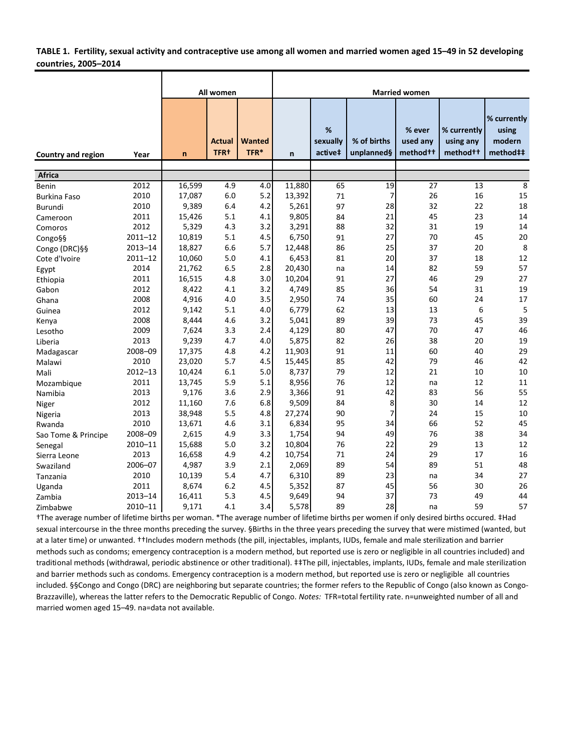**TABLE 1. Fertility, sexual activity and contraceptive use among all women and married women aged 15–49 in 52 developing countries, 2005–2014**

| Country and region | Year | All women | | | Married women | | | | | |
|---|---|---|---|---|---|---|---|---|---|---|
| | | n | Actual TFR† | Wanted TFR* | n | % sexually active‡ | % of births unplanned§ | % ever used any method†† | % currently using any method†† | % currently using modern method‡‡ |
| **Africa** | | | | | | | | | | |
| Benin | 2012 | 16,599 | 4.9 | 4.0 | 11,880 | 65 | 19 | 27 | 13 | 8 |
| Burkina Faso | 2010 | 17,087 | 6.0 | 5.2 | 13,392 | 71 | 7 | 26 | 16 | 15 |
| Burundi | 2010 | 9,389 | 6.4 | 4.2 | 5,261 | 97 | 28 | 32 | 22 | 18 |
| Cameroon | 2011 | 15,426 | 5.1 | 4.1 | 9,805 | 84 | 21 | 45 | 23 | 14 |
| Comoros | 2012 | 5,329 | 4.3 | 3.2 | 3,291 | 88 | 32 | 31 | 19 | 14 |
| Congo§§ | 2011–12 | 10,819 | 5.1 | 4.5 | 6,750 | 91 | 27 | 70 | 45 | 20 |
| Congo (DRC)§§ | 2013–14 | 18,827 | 6.6 | 5.7 | 12,448 | 86 | 25 | 37 | 20 | 8 |
| Cote d'Ivoire | 2011–12 | 10,060 | 5.0 | 4.1 | 6,453 | 81 | 20 | 37 | 18 | 12 |
| Egypt | 2014 | 21,762 | 6.5 | 2.8 | 20,430 | na | 14 | 82 | 59 | 57 |
| Ethiopia | 2011 | 16,515 | 4.8 | 3.0 | 10,204 | 91 | 27 | 46 | 29 | 27 |
| Gabon | 2012 | 8,422 | 4.1 | 3.2 | 4,749 | 85 | 36 | 54 | 31 | 19 |
| Ghana | 2008 | 4,916 | 4.0 | 3.5 | 2,950 | 74 | 35 | 60 | 24 | 17 |
| Guinea | 2012 | 9,142 | 5.1 | 4.0 | 6,779 | 62 | 13 | 13 | 6 | 5 |
| Kenya | 2008 | 8,444 | 4.6 | 3.2 | 5,041 | 89 | 39 | 73 | 45 | 39 |
| Lesotho | 2009 | 7,624 | 3.3 | 2.4 | 4,129 | 80 | 47 | 70 | 47 | 46 |
| Liberia | 2013 | 9,239 | 4.7 | 4.0 | 5,875 | 82 | 26 | 38 | 20 | 19 |
| Madagascar | 2008–09 | 17,375 | 4.8 | 4.2 | 11,903 | 91 | 11 | 60 | 40 | 29 |
| Malawi | 2010 | 23,020 | 5.7 | 4.5 | 15,445 | 85 | 42 | 79 | 46 | 42 |
| Mali | 2012–13 | 10,424 | 6.1 | 5.0 | 8,737 | 79 | 12 | 21 | 10 | 10 |
| Mozambique | 2011 | 13,745 | 5.9 | 5.1 | 8,956 | 76 | 12 | na | 12 | 11 |
| Namibia | 2013 | 9,176 | 3.6 | 2.9 | 3,366 | 91 | 42 | 83 | 56 | 55 |
| Niger | 2012 | 11,160 | 7.6 | 6.8 | 9,509 | 84 | 8 | 30 | 14 | 12 |
| Nigeria | 2013 | 38,948 | 5.5 | 4.8 | 27,274 | 90 | 7 | 24 | 15 | 10 |
| Rwanda | 2010 | 13,671 | 4.6 | 3.1 | 6,834 | 95 | 34 | 66 | 52 | 45 |
| Sao Tome & Principe | 2008–09 | 2,615 | 4.9 | 3.3 | 1,754 | 94 | 49 | 76 | 38 | 34 |
| Senegal | 2010–11 | 15,688 | 5.0 | 3.2 | 10,804 | 76 | 22 | 29 | 13 | 12 |
| Sierra Leone | 2013 | 16,658 | 4.9 | 4.2 | 10,754 | 71 | 24 | 29 | 17 | 16 |
| Swaziland | 2006–07 | 4,987 | 3.9 | 2.1 | 2,069 | 89 | 54 | 89 | 51 | 48 |
| Tanzania | 2010 | 10,139 | 5.4 | 4.7 | 6,310 | 89 | 23 | na | 34 | 27 |
| Uganda | 2011 | 8,674 | 6.2 | 4.5 | 5,352 | 87 | 45 | 56 | 30 | 26 |
| Zambia | 2013–14 | 16,411 | 5.3 | 4.5 | 9,649 | 94 | 37 | 73 | 49 | 44 |
| Zimbabwe | 2010–11 | 9,171 | 4.1 | 3.4 | 5,578 | 89 | 28 | na | 59 | 57 |

†The average number of lifetime births per woman. *The average number of lifetime births per women if only desired births occured. ‡Had sexual intercourse in the three months preceding the survey. §Births in the three years preceding the survey that were mistimed (wanted, but at a later time) or unwanted. ††Includes modern methods (the pill, injectables, implants, IUDs, female and male sterilization and barrier methods such as condoms; emergency contraception is a modern method, but reported use is zero or negligible in all countries included) and traditional methods (withdrawal, periodic abstinence or other traditional). ‡‡The pill, injectables, implants, IUDs, female and male sterilization and barrier methods such as condoms. Emergency contraception is a modern method, but reported use is zero or negligible all countries included. §§Congo and Congo (DRC) are neighboring but separate countries; the former refers to the Republic of Congo (also known as Congo-Brazzaville), whereas the latter refers to the Democratic Republic of Congo. *Notes:* TFR=total fertility rate. n=unweighted number of all and married women aged 15–49. na=data not available.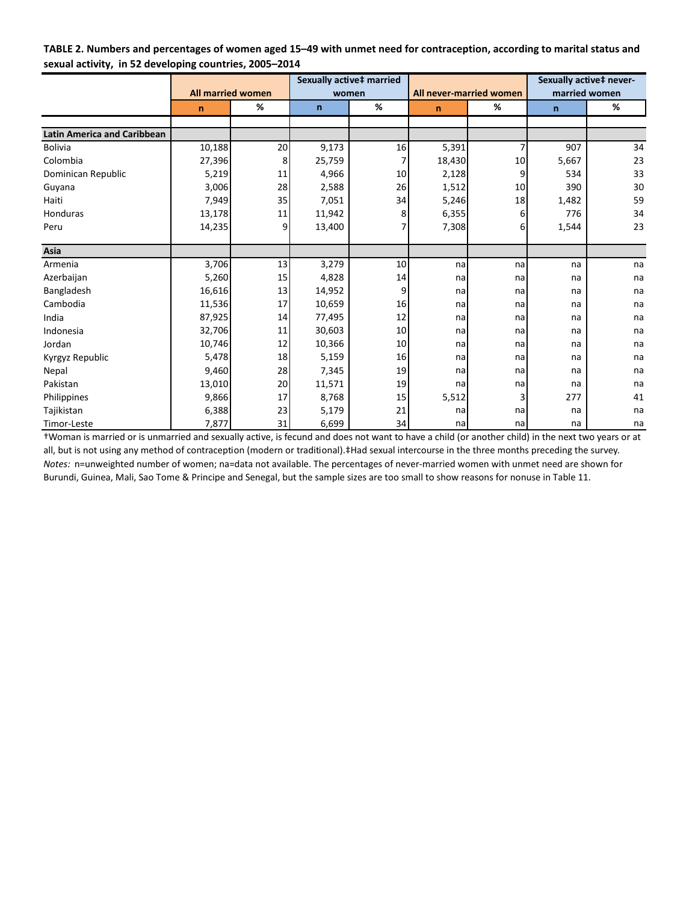**TABLE 2. Numbers and percentages of women aged 15–49 with unmet need for contraception, according to marital status and sexual activity, in 52 developing countries, 2005–2014**

| | All married women | | Sexually active‡ married women | | All never-married women | | Sexually active‡ never-married women | |
|---|---|---|---|---|---|---|---|---|
| | n | % | n | % | n | % | n | % |
| **Latin America and Caribbean** | | | | | | | | |
| Bolivia | 10,188 | 20 | 9,173 | 16 | 5,391 | 7 | 907 | 34 |
| Colombia | 27,396 | 8 | 25,759 | 7 | 18,430 | 10 | 5,667 | 23 |
| Dominican Republic | 5,219 | 11 | 4,966 | 10 | 2,128 | 9 | 534 | 33 |
| Guyana | 3,006 | 28 | 2,588 | 26 | 1,512 | 10 | 390 | 30 |
| Haiti | 7,949 | 35 | 7,051 | 34 | 5,246 | 18 | 1,482 | 59 |
| Honduras | 13,178 | 11 | 11,942 | 8 | 6,355 | 6 | 776 | 34 |
| Peru | 14,235 | 9 | 13,400 | 7 | 7,308 | 6 | 1,544 | 23 |
| **Asia** | | | | | | | | |
| Armenia | 3,706 | 13 | 3,279 | 10 | na | na | na | na |
| Azerbaijan | 5,260 | 15 | 4,828 | 14 | na | na | na | na |
| Bangladesh | 16,616 | 13 | 14,952 | 9 | na | na | na | na |
| Cambodia | 11,536 | 17 | 10,659 | 16 | na | na | na | na |
| India | 87,925 | 14 | 77,495 | 12 | na | na | na | na |
| Indonesia | 32,706 | 11 | 30,603 | 10 | na | na | na | na |
| Jordan | 10,746 | 12 | 10,366 | 10 | na | na | na | na |
| Kyrgyz Republic | 5,478 | 18 | 5,159 | 16 | na | na | na | na |
| Nepal | 9,460 | 28 | 7,345 | 19 | na | na | na | na |
| Pakistan | 13,010 | 20 | 11,571 | 19 | na | na | na | na |
| Philippines | 9,866 | 17 | 8,768 | 15 | 5,512 | 3 | 277 | 41 |
| Tajikistan | 6,388 | 23 | 5,179 | 21 | na | na | na | na |
| Timor-Leste | 7,877 | 31 | 6,699 | 34 | na | na | na | na |

†Woman is married or is unmarried and sexually active, is fecund and does not want to have a child (or another child) in the next two years or at all, but is not using any method of contraception (modern or traditional).‡Had sexual intercourse in the three months preceding the survey.

*Notes:* n=unweighted number of women; na=data not available. The percentages of never-married women with unmet need are shown for Burundi, Guinea, Mali, Sao Tome & Principe and Senegal, but the sample sizes are too small to show reasons for nonuse in Table 11.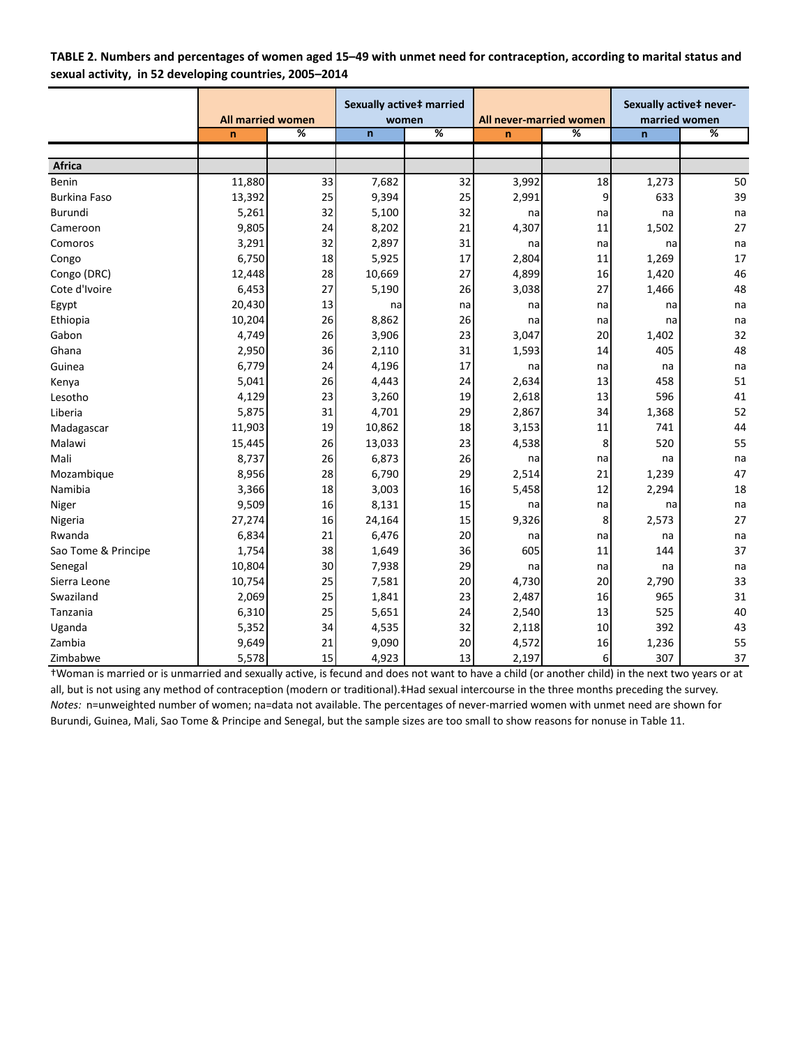**TABLE 2. Numbers and percentages of women aged 15–49 with unmet need for contraception, according to marital status and sexual activity, in 52 developing countries, 2005–2014**

| | All married women | | Sexually active‡ married women | | All never-married women | | Sexually active‡ never-married women | |
|---|---|---|---|---|---|---|---|---|
| | n | % | n | % | n | % | n | % |
| **Africa** | | | | | | | | |
| Benin | 11,880 | 33 | 7,682 | 32 | 3,992 | 18 | 1,273 | 50 |
| Burkina Faso | 13,392 | 25 | 9,394 | 25 | 2,991 | 9 | 633 | 39 |
| Burundi | 5,261 | 32 | 5,100 | 32 | na | na | na | na |
| Cameroon | 9,805 | 24 | 8,202 | 21 | 4,307 | 11 | 1,502 | 27 |
| Comoros | 3,291 | 32 | 2,897 | 31 | na | na | na | na |
| Congo | 6,750 | 18 | 5,925 | 17 | 2,804 | 11 | 1,269 | 17 |
| Congo (DRC) | 12,448 | 28 | 10,669 | 27 | 4,899 | 16 | 1,420 | 46 |
| Cote d'Ivoire | 6,453 | 27 | 5,190 | 26 | 3,038 | 27 | 1,466 | 48 |
| Egypt | 20,430 | 13 | na | na | na | na | na | na |
| Ethiopia | 10,204 | 26 | 8,862 | 26 | na | na | na | na |
| Gabon | 4,749 | 26 | 3,906 | 23 | 3,047 | 20 | 1,402 | 32 |
| Ghana | 2,950 | 36 | 2,110 | 31 | 1,593 | 14 | 405 | 48 |
| Guinea | 6,779 | 24 | 4,196 | 17 | na | na | na | na |
| Kenya | 5,041 | 26 | 4,443 | 24 | 2,634 | 13 | 458 | 51 |
| Lesotho | 4,129 | 23 | 3,260 | 19 | 2,618 | 13 | 596 | 41 |
| Liberia | 5,875 | 31 | 4,701 | 29 | 2,867 | 34 | 1,368 | 52 |
| Madagascar | 11,903 | 19 | 10,862 | 18 | 3,153 | 11 | 741 | 44 |
| Malawi | 15,445 | 26 | 13,033 | 23 | 4,538 | 8 | 520 | 55 |
| Mali | 8,737 | 26 | 6,873 | 26 | na | na | na | na |
| Mozambique | 8,956 | 28 | 6,790 | 29 | 2,514 | 21 | 1,239 | 47 |
| Namibia | 3,366 | 18 | 3,003 | 16 | 5,458 | 12 | 2,294 | 18 |
| Niger | 9,509 | 16 | 8,131 | 15 | na | na | na | na |
| Nigeria | 27,274 | 16 | 24,164 | 15 | 9,326 | 8 | 2,573 | 27 |
| Rwanda | 6,834 | 21 | 6,476 | 20 | na | na | na | na |
| Sao Tome & Principe | 1,754 | 38 | 1,649 | 36 | 605 | 11 | 144 | 37 |
| Senegal | 10,804 | 30 | 7,938 | 29 | na | na | na | na |
| Sierra Leone | 10,754 | 25 | 7,581 | 20 | 4,730 | 20 | 2,790 | 33 |
| Swaziland | 2,069 | 25 | 1,841 | 23 | 2,487 | 16 | 965 | 31 |
| Tanzania | 6,310 | 25 | 5,651 | 24 | 2,540 | 13 | 525 | 40 |
| Uganda | 5,352 | 34 | 4,535 | 32 | 2,118 | 10 | 392 | 43 |
| Zambia | 9,649 | 21 | 9,090 | 20 | 4,572 | 16 | 1,236 | 55 |
| Zimbabwe | 5,578 | 15 | 4,923 | 13 | 2,197 | 6 | 307 | 37 |

†Woman is married or is unmarried and sexually active, is fecund and does not want to have a child (or another child) in the next two years or at all, but is not using any method of contraception (modern or traditional).‡Had sexual intercourse in the three months preceding the survey.
*Notes:* n=unweighted number of women; na=data not available. The percentages of never-married women with unmet need are shown for Burundi, Guinea, Mali, Sao Tome & Principe and Senegal, but the sample sizes are too small to show reasons for nonuse in Table 11.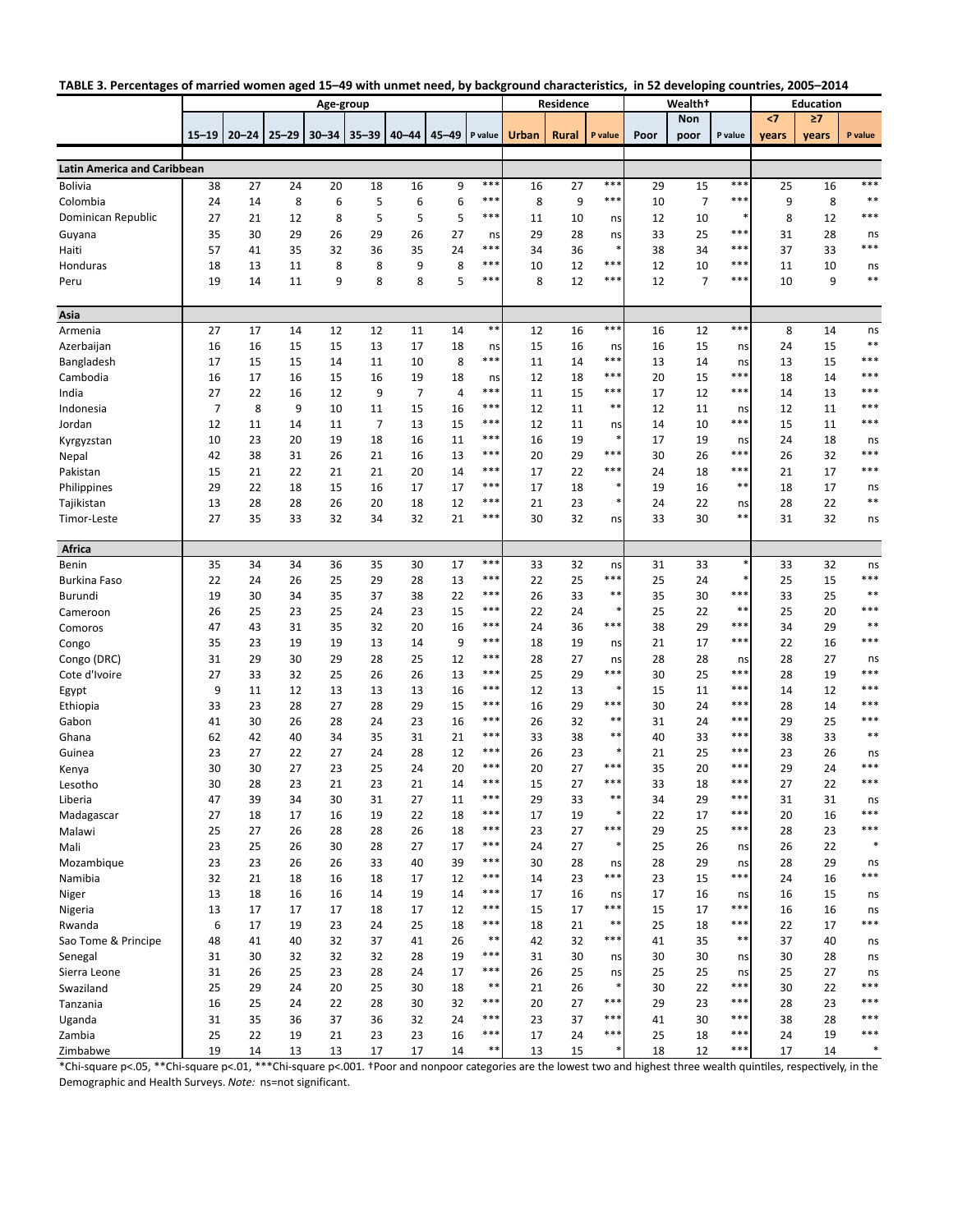**TABLE 3. Percentages of married women aged 15–49 with unmet need, by background characteristics, in 52 developing countries, 2005–2014**

| | Age-group | | | | | | | | Residence | | | Wealth† | | | Education | | |
|---|---|---|---|---|---|---|---|---|---|---|---|---|---|---|---|---|---|
| | 15–19 | 20–24 | 25–29 | 30–34 | 35–39 | 40–44 | 45–49 | P value | Urban | Rural | P value | Poor | Non poor | P value | <7 years | ≥7 years | P value |
| **Latin America and Caribbean** | | | | | | | | | | | | | | | | | |
| Bolivia | 38 | 27 | 24 | 20 | 18 | 16 | 9 | *** | 16 | 27 | *** | 29 | 15 | *** | 25 | 16 | *** |
| Colombia | 24 | 14 | 8 | 6 | 5 | 6 | 6 | *** | 8 | 9 | *** | 10 | 7 | *** | 9 | 8 | ** |
| Dominican Republic | 27 | 21 | 12 | 8 | 5 | 5 | 5 | *** | 11 | 10 | ns | 12 | 10 | * | 8 | 12 | *** |
| Guyana | 35 | 30 | 29 | 26 | 29 | 26 | 27 | ns | 29 | 28 | ns | 33 | 25 | *** | 31 | 28 | ns |
| Haiti | 57 | 41 | 35 | 32 | 36 | 35 | 24 | *** | 34 | 36 | * | 38 | 34 | *** | 37 | 33 | *** |
| Honduras | 18 | 13 | 11 | 8 | 8 | 9 | 8 | *** | 10 | 12 | *** | 12 | 10 | *** | 11 | 10 | ns |
| Peru | 19 | 14 | 11 | 9 | 8 | 8 | 5 | *** | 8 | 12 | *** | 12 | 7 | *** | 10 | 9 | ** |
| **Asia** | | | | | | | | | | | | | | | | | |
| Armenia | 27 | 17 | 14 | 12 | 12 | 11 | 14 | ** | 12 | 16 | *** | 16 | 12 | *** | 8 | 14 | ns |
| Azerbaijan | 16 | 16 | 15 | 15 | 13 | 17 | 18 | ns | 15 | 16 | ns | 16 | 15 | ns | 24 | 15 | ** |
| Bangladesh | 17 | 15 | 15 | 14 | 11 | 10 | 8 | *** | 11 | 14 | *** | 13 | 14 | ns | 13 | 15 | *** |
| Cambodia | 16 | 17 | 16 | 15 | 16 | 19 | 18 | ns | 12 | 18 | *** | 20 | 15 | *** | 18 | 14 | *** |
| India | 27 | 22 | 16 | 12 | 9 | 7 | 4 | *** | 11 | 15 | *** | 17 | 12 | *** | 14 | 13 | *** |
| Indonesia | 7 | 8 | 9 | 10 | 11 | 15 | 16 | *** | 12 | 11 | ** | 12 | 11 | ns | 12 | 11 | *** |
| Jordan | 12 | 11 | 14 | 11 | 7 | 13 | 15 | *** | 12 | 11 | ns | 14 | 10 | *** | 15 | 11 | *** |
| Kyrgyzstan | 10 | 23 | 20 | 19 | 18 | 16 | 11 | *** | 16 | 19 | * | 17 | 19 | ns | 24 | 18 | ns |
| Nepal | 42 | 38 | 31 | 26 | 21 | 16 | 13 | *** | 20 | 29 | *** | 30 | 26 | *** | 26 | 32 | *** |
| Pakistan | 15 | 21 | 22 | 21 | 21 | 20 | 14 | *** | 17 | 22 | *** | 24 | 18 | *** | 21 | 17 | *** |
| Philippines | 29 | 22 | 18 | 15 | 16 | 17 | 17 | *** | 17 | 18 | * | 19 | 16 | ** | 18 | 17 | ns |
| Tajikistan | 13 | 28 | 28 | 26 | 20 | 18 | 12 | *** | 21 | 23 | * | 24 | 22 | ns | 28 | 22 | ** |
| Timor-Leste | 27 | 35 | 33 | 32 | 34 | 32 | 21 | *** | 30 | 32 | ns | 33 | 30 | ** | 31 | 32 | ns |
| **Africa** | | | | | | | | | | | | | | | | | |
| Benin | 35 | 34 | 34 | 36 | 35 | 30 | 17 | *** | 33 | 32 | ns | 31 | 33 | * | 33 | 32 | ns |
| Burkina Faso | 22 | 24 | 26 | 25 | 29 | 28 | 13 | *** | 22 | 25 | *** | 25 | 24 | * | 25 | 15 | *** |
| Burundi | 19 | 30 | 34 | 35 | 37 | 38 | 22 | *** | 26 | 33 | ** | 35 | 30 | *** | 33 | 25 | ** |
| Cameroon | 26 | 25 | 23 | 25 | 24 | 23 | 15 | *** | 22 | 24 | * | 25 | 22 | ** | 25 | 20 | *** |
| Comoros | 47 | 43 | 31 | 35 | 32 | 20 | 16 | *** | 24 | 36 | *** | 38 | 29 | *** | 34 | 29 | ** |
| Congo | 35 | 23 | 19 | 19 | 13 | 14 | 9 | *** | 18 | 19 | ns | 21 | 17 | *** | 22 | 16 | *** |
| Congo (DRC) | 31 | 29 | 30 | 29 | 28 | 25 | 12 | *** | 28 | 27 | ns | 28 | 28 | ns | 28 | 27 | ns |
| Cote d'Ivoire | 27 | 33 | 32 | 25 | 26 | 26 | 13 | *** | 25 | 29 | *** | 30 | 25 | *** | 28 | 19 | *** |
| Egypt | 9 | 11 | 12 | 13 | 13 | 13 | 16 | *** | 12 | 13 | * | 15 | 11 | *** | 14 | 12 | *** |
| Ethiopia | 33 | 23 | 28 | 27 | 28 | 29 | 15 | *** | 16 | 29 | *** | 30 | 24 | *** | 28 | 14 | *** |
| Gabon | 41 | 30 | 26 | 28 | 24 | 23 | 16 | *** | 26 | 32 | ** | 31 | 24 | *** | 29 | 25 | *** |
| Ghana | 62 | 42 | 40 | 34 | 35 | 31 | 21 | *** | 33 | 38 | ** | 40 | 33 | *** | 38 | 33 | ** |
| Guinea | 23 | 27 | 22 | 27 | 24 | 28 | 12 | *** | 26 | 23 | * | 21 | 25 | *** | 23 | 26 | ns |
| Kenya | 30 | 30 | 27 | 23 | 25 | 24 | 20 | *** | 20 | 27 | *** | 35 | 20 | *** | 29 | 24 | *** |
| Lesotho | 30 | 28 | 23 | 21 | 23 | 21 | 14 | *** | 15 | 27 | *** | 33 | 18 | *** | 27 | 22 | *** |
| Liberia | 47 | 39 | 34 | 30 | 31 | 27 | 11 | *** | 29 | 33 | ** | 34 | 29 | *** | 31 | 31 | ns |
| Madagascar | 27 | 18 | 17 | 16 | 19 | 22 | 18 | *** | 17 | 19 | * | 22 | 17 | *** | 20 | 16 | *** |
| Malawi | 25 | 27 | 26 | 28 | 28 | 26 | 18 | *** | 23 | 27 | *** | 29 | 25 | *** | 28 | 23 | *** |
| Mali | 23 | 25 | 26 | 30 | 28 | 27 | 17 | *** | 24 | 27 | * | 25 | 26 | ns | 26 | 22 | * |
| Mozambique | 23 | 23 | 26 | 26 | 33 | 40 | 39 | *** | 30 | 28 | ns | 28 | 29 | ns | 28 | 29 | ns |
| Namibia | 32 | 21 | 18 | 16 | 18 | 17 | 12 | *** | 14 | 23 | *** | 23 | 15 | *** | 24 | 16 | *** |
| Niger | 13 | 18 | 16 | 16 | 14 | 19 | 14 | *** | 17 | 16 | ns | 17 | 16 | ns | 16 | 15 | ns |
| Nigeria | 13 | 17 | 17 | 17 | 18 | 17 | 12 | *** | 15 | 17 | *** | 15 | 17 | *** | 16 | 16 | ns |
| Rwanda | 6 | 17 | 19 | 23 | 24 | 25 | 18 | *** | 18 | 21 | ** | 25 | 18 | *** | 22 | 17 | *** |
| Sao Tome & Principe | 48 | 41 | 40 | 32 | 37 | 41 | 26 | ** | 42 | 32 | *** | 41 | 35 | ** | 37 | 40 | ns |
| Senegal | 31 | 30 | 32 | 32 | 32 | 28 | 19 | *** | 31 | 30 | ns | 30 | 30 | ns | 30 | 28 | ns |
| Sierra Leone | 31 | 26 | 25 | 23 | 28 | 24 | 17 | *** | 26 | 25 | ns | 25 | 25 | ns | 25 | 27 | ns |
| Swaziland | 25 | 29 | 24 | 20 | 25 | 30 | 18 | ** | 21 | 26 | * | 30 | 22 | *** | 30 | 22 | *** |
| Tanzania | 16 | 25 | 24 | 22 | 28 | 30 | 32 | *** | 20 | 27 | *** | 29 | 23 | *** | 28 | 23 | *** |
| Uganda | 31 | 35 | 36 | 37 | 36 | 32 | 24 | *** | 23 | 37 | *** | 41 | 30 | *** | 38 | 28 | *** |
| Zambia | 25 | 22 | 19 | 21 | 23 | 23 | 16 | *** | 17 | 24 | *** | 25 | 18 | *** | 24 | 19 | *** |
| Zimbabwe | 19 | 14 | 13 | 13 | 17 | 17 | 14 | ** | 13 | 15 | * | 18 | 12 | *** | 17 | 14 | * |

*Chi-square p<.05, **Chi-square p<.01, ***Chi-square p<.001. †Poor and nonpoor categories are the lowest two and highest three wealth quintiles, respectively, in the Demographic and Health Surveys. *Note:* ns=not significant.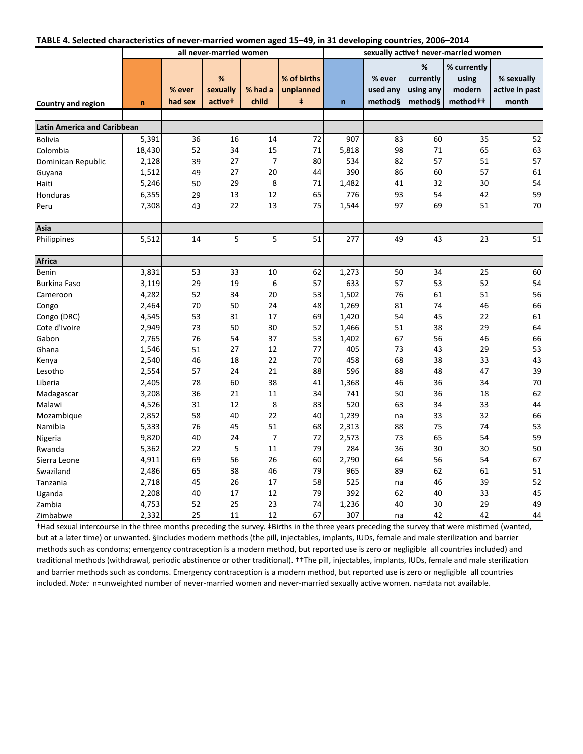**TABLE 4. Selected characteristics of never-married women aged 15–49, in 31 developing countries, 2006–2014**

| Country and region | all never-married women | | | | | sexually active† never-married women | | | | |
|---|---|---|---|---|---|---|---|---|---|---|
| | n | % ever had sex | % sexually active† | % had a child | % of births unplanned ‡ | n | % ever used any method§ | % currently using any method§ | % currently using modern method†† | % sexually active in past month |
| **Latin America and Caribbean** | | | | | | | | | | |
| Bolivia | 5,391 | 36 | 16 | 14 | 72 | 907 | 83 | 60 | 35 | 52 |
| Colombia | 18,430 | 52 | 34 | 15 | 71 | 5,818 | 98 | 71 | 65 | 63 |
| Dominican Republic | 2,128 | 39 | 27 | 7 | 80 | 534 | 82 | 57 | 51 | 57 |
| Guyana | 1,512 | 49 | 27 | 20 | 44 | 390 | 86 | 60 | 57 | 61 |
| Haiti | 5,246 | 50 | 29 | 8 | 71 | 1,482 | 41 | 32 | 30 | 54 |
| Honduras | 6,355 | 29 | 13 | 12 | 65 | 776 | 93 | 54 | 42 | 59 |
| Peru | 7,308 | 43 | 22 | 13 | 75 | 1,544 | 97 | 69 | 51 | 70 |
| **Asia** | | | | | | | | | | |
| Philippines | 5,512 | 14 | 5 | 5 | 51 | 277 | 49 | 43 | 23 | 51 |
| **Africa** | | | | | | | | | | |
| Benin | 3,831 | 53 | 33 | 10 | 62 | 1,273 | 50 | 34 | 25 | 60 |
| Burkina Faso | 3,119 | 29 | 19 | 6 | 57 | 633 | 57 | 53 | 52 | 54 |
| Cameroon | 4,282 | 52 | 34 | 20 | 53 | 1,502 | 76 | 61 | 51 | 56 |
| Congo | 2,464 | 70 | 50 | 24 | 48 | 1,269 | 81 | 74 | 46 | 66 |
| Congo (DRC) | 4,545 | 53 | 31 | 17 | 69 | 1,420 | 54 | 45 | 22 | 61 |
| Cote d'Ivoire | 2,949 | 73 | 50 | 30 | 52 | 1,466 | 51 | 38 | 29 | 64 |
| Gabon | 2,765 | 76 | 54 | 37 | 53 | 1,402 | 67 | 56 | 46 | 66 |
| Ghana | 1,546 | 51 | 27 | 12 | 77 | 405 | 73 | 43 | 29 | 53 |
| Kenya | 2,540 | 46 | 18 | 22 | 70 | 458 | 68 | 38 | 33 | 43 |
| Lesotho | 2,554 | 57 | 24 | 21 | 88 | 596 | 88 | 48 | 47 | 39 |
| Liberia | 2,405 | 78 | 60 | 38 | 41 | 1,368 | 46 | 36 | 34 | 70 |
| Madagascar | 3,208 | 36 | 21 | 11 | 34 | 741 | 50 | 36 | 18 | 62 |
| Malawi | 4,526 | 31 | 12 | 8 | 83 | 520 | 63 | 34 | 33 | 44 |
| Mozambique | 2,852 | 58 | 40 | 22 | 40 | 1,239 | na | 33 | 32 | 66 |
| Namibia | 5,333 | 76 | 45 | 51 | 68 | 2,313 | 88 | 75 | 74 | 53 |
| Nigeria | 9,820 | 40 | 24 | 7 | 72 | 2,573 | 73 | 65 | 54 | 59 |
| Rwanda | 5,362 | 22 | 5 | 11 | 79 | 284 | 36 | 30 | 30 | 50 |
| Sierra Leone | 4,911 | 69 | 56 | 26 | 60 | 2,790 | 64 | 56 | 54 | 67 |
| Swaziland | 2,486 | 65 | 38 | 46 | 79 | 965 | 89 | 62 | 61 | 51 |
| Tanzania | 2,718 | 45 | 26 | 17 | 58 | 525 | na | 46 | 39 | 52 |
| Uganda | 2,208 | 40 | 17 | 12 | 79 | 392 | 62 | 40 | 33 | 45 |
| Zambia | 4,753 | 52 | 25 | 23 | 74 | 1,236 | 40 | 30 | 29 | 49 |
| Zimbabwe | 2,332 | 25 | 11 | 12 | 67 | 307 | na | 42 | 42 | 44 |

†Had sexual intercourse in the three months preceding the survey. ‡Births in the three years preceding the survey that were mistimed (wanted, but at a later time) or unwanted. §Includes modern methods (the pill, injectables, implants, IUDs, female and male sterilization and barrier methods such as condoms; emergency contraception is a modern method, but reported use is zero or negligible all countries included) and traditional methods (withdrawal, periodic abstinence or other traditional). ††The pill, injectables, implants, IUDs, female and male sterilization and barrier methods such as condoms. Emergency contraception is a modern method, but reported use is zero or negligible all countries included. *Note:* n=unweighted number of never-married women and never-married sexually active women. na=data not available.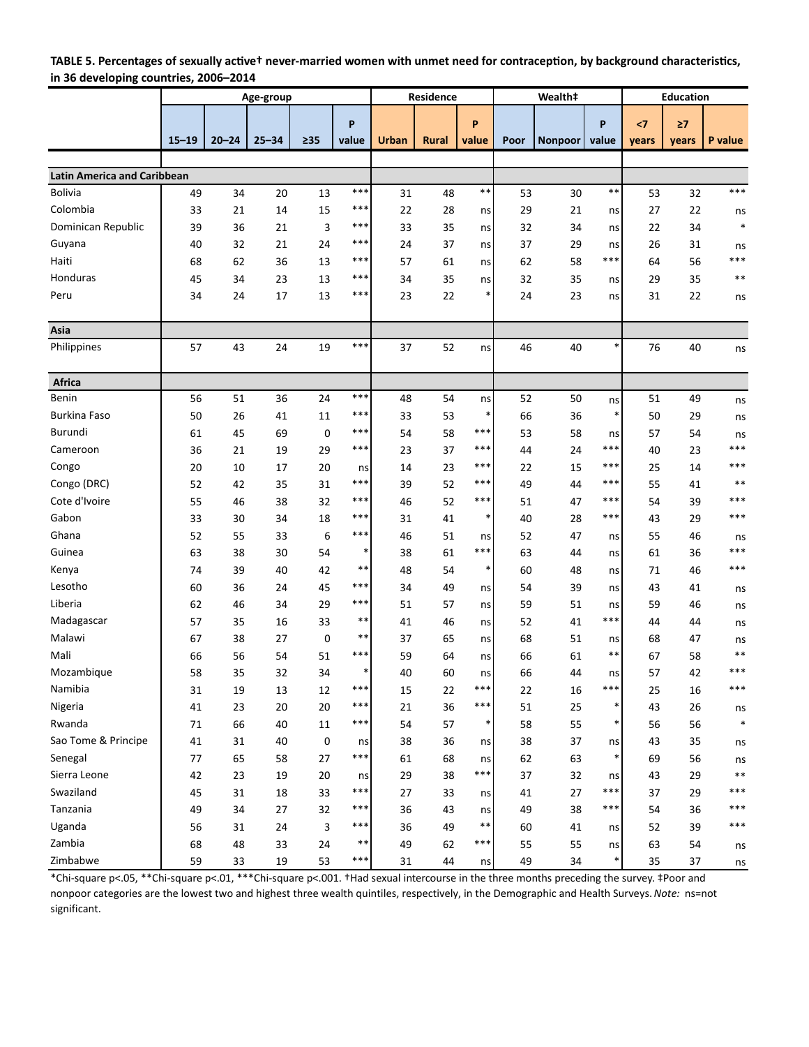**TABLE 5. Percentages of sexually active† never-married women with unmet need for contraception, by background characteristics, in 36 developing countries, 2006–2014**

| | Age-group | | | | | Residence | | | Wealth‡ | | | Education | | |
|---|---|---|---|---|---|---|---|---|---|---|---|---|---|---|
| | 15–19 | 20–24 | 25–34 | ≥35 | P value | Urban | Rural | P value | Poor | Nonpoor | P value | <7 years | ≥7 years | P value |
| **Latin America and Caribbean** | | | | | | | | | | | | | | |
| Bolivia | 49 | 34 | 20 | 13 | *** | 31 | 48 | ** | 53 | 30 | ** | 53 | 32 | *** |
| Colombia | 33 | 21 | 14 | 15 | *** | 22 | 28 | ns | 29 | 21 | ns | 27 | 22 | ns |
| Dominican Republic | 39 | 36 | 21 | 3 | *** | 33 | 35 | ns | 32 | 34 | ns | 22 | 34 | * |
| Guyana | 40 | 32 | 21 | 24 | *** | 24 | 37 | ns | 37 | 29 | ns | 26 | 31 | ns |
| Haiti | 68 | 62 | 36 | 13 | *** | 57 | 61 | ns | 62 | 58 | *** | 64 | 56 | *** |
| Honduras | 45 | 34 | 23 | 13 | *** | 34 | 35 | ns | 32 | 35 | ns | 29 | 35 | ** |
| Peru | 34 | 24 | 17 | 13 | *** | 23 | 22 | * | 24 | 23 | ns | 31 | 22 | ns |
| **Asia** | | | | | | | | | | | | | | |
| Philippines | 57 | 43 | 24 | 19 | *** | 37 | 52 | ns | 46 | 40 | * | 76 | 40 | ns |
| **Africa** | | | | | | | | | | | | | | |
| Benin | 56 | 51 | 36 | 24 | *** | 48 | 54 | ns | 52 | 50 | ns | 51 | 49 | ns |
| Burkina Faso | 50 | 26 | 41 | 11 | *** | 33 | 53 | * | 66 | 36 | * | 50 | 29 | ns |
| Burundi | 61 | 45 | 69 | 0 | *** | 54 | 58 | *** | 53 | 58 | ns | 57 | 54 | ns |
| Cameroon | 36 | 21 | 19 | 29 | *** | 23 | 37 | *** | 44 | 24 | *** | 40 | 23 | *** |
| Congo | 20 | 10 | 17 | 20 | ns | 14 | 23 | *** | 22 | 15 | *** | 25 | 14 | *** |
| Congo (DRC) | 52 | 42 | 35 | 31 | *** | 39 | 52 | *** | 49 | 44 | *** | 55 | 41 | ** |
| Cote d'Ivoire | 55 | 46 | 38 | 32 | *** | 46 | 52 | *** | 51 | 47 | *** | 54 | 39 | *** |
| Gabon | 33 | 30 | 34 | 18 | *** | 31 | 41 | * | 40 | 28 | *** | 43 | 29 | *** |
| Ghana | 52 | 55 | 33 | 6 | *** | 46 | 51 | ns | 52 | 47 | ns | 55 | 46 | ns |
| Guinea | 63 | 38 | 30 | 54 | * | 38 | 61 | *** | 63 | 44 | ns | 61 | 36 | *** |
| Kenya | 74 | 39 | 40 | 42 | ** | 48 | 54 | * | 60 | 48 | ns | 71 | 46 | *** |
| Lesotho | 60 | 36 | 24 | 45 | *** | 34 | 49 | ns | 54 | 39 | ns | 43 | 41 | ns |
| Liberia | 62 | 46 | 34 | 29 | *** | 51 | 57 | ns | 59 | 51 | ns | 59 | 46 | ns |
| Madagascar | 57 | 35 | 16 | 33 | ** | 41 | 46 | ns | 52 | 41 | *** | 44 | 44 | ns |
| Malawi | 67 | 38 | 27 | 0 | ** | 37 | 65 | ns | 68 | 51 | ns | 68 | 47 | ns |
| Mali | 66 | 56 | 54 | 51 | *** | 59 | 64 | ns | 66 | 61 | ** | 67 | 58 | ** |
| Mozambique | 58 | 35 | 32 | 34 | * | 40 | 60 | ns | 66 | 44 | ns | 57 | 42 | *** |
| Namibia | 31 | 19 | 13 | 12 | *** | 15 | 22 | *** | 22 | 16 | *** | 25 | 16 | *** |
| Nigeria | 41 | 23 | 20 | 20 | *** | 21 | 36 | *** | 51 | 25 | * | 43 | 26 | ns |
| Rwanda | 71 | 66 | 40 | 11 | *** | 54 | 57 | * | 58 | 55 | * | 56 | 56 | * |
| Sao Tome & Principe | 41 | 31 | 40 | 0 | ns | 38 | 36 | ns | 38 | 37 | ns | 43 | 35 | ns |
| Senegal | 77 | 65 | 58 | 27 | *** | 61 | 68 | ns | 62 | 63 | * | 69 | 56 | ns |
| Sierra Leone | 42 | 23 | 19 | 20 | ns | 29 | 38 | *** | 37 | 32 | ns | 43 | 29 | ** |
| Swaziland | 45 | 31 | 18 | 33 | *** | 27 | 33 | ns | 41 | 27 | *** | 37 | 29 | *** |
| Tanzania | 49 | 34 | 27 | 32 | *** | 36 | 43 | ns | 49 | 38 | *** | 54 | 36 | *** |
| Uganda | 56 | 31 | 24 | 3 | *** | 36 | 49 | ** | 60 | 41 | ns | 52 | 39 | *** |
| Zambia | 68 | 48 | 33 | 24 | ** | 49 | 62 | *** | 55 | 55 | ns | 63 | 54 | ns |
| Zimbabwe | 59 | 33 | 19 | 53 | *** | 31 | 44 | ns | 49 | 34 | * | 35 | 37 | ns |

*Chi-square p<.05, **Chi-square p<.01, ***Chi-square p<.001. †Had sexual intercourse in the three months preceding the survey. ‡Poor and nonpoor categories are the lowest two and highest three wealth quintiles, respectively, in the Demographic and Health Surveys. *Note:* ns=not significant.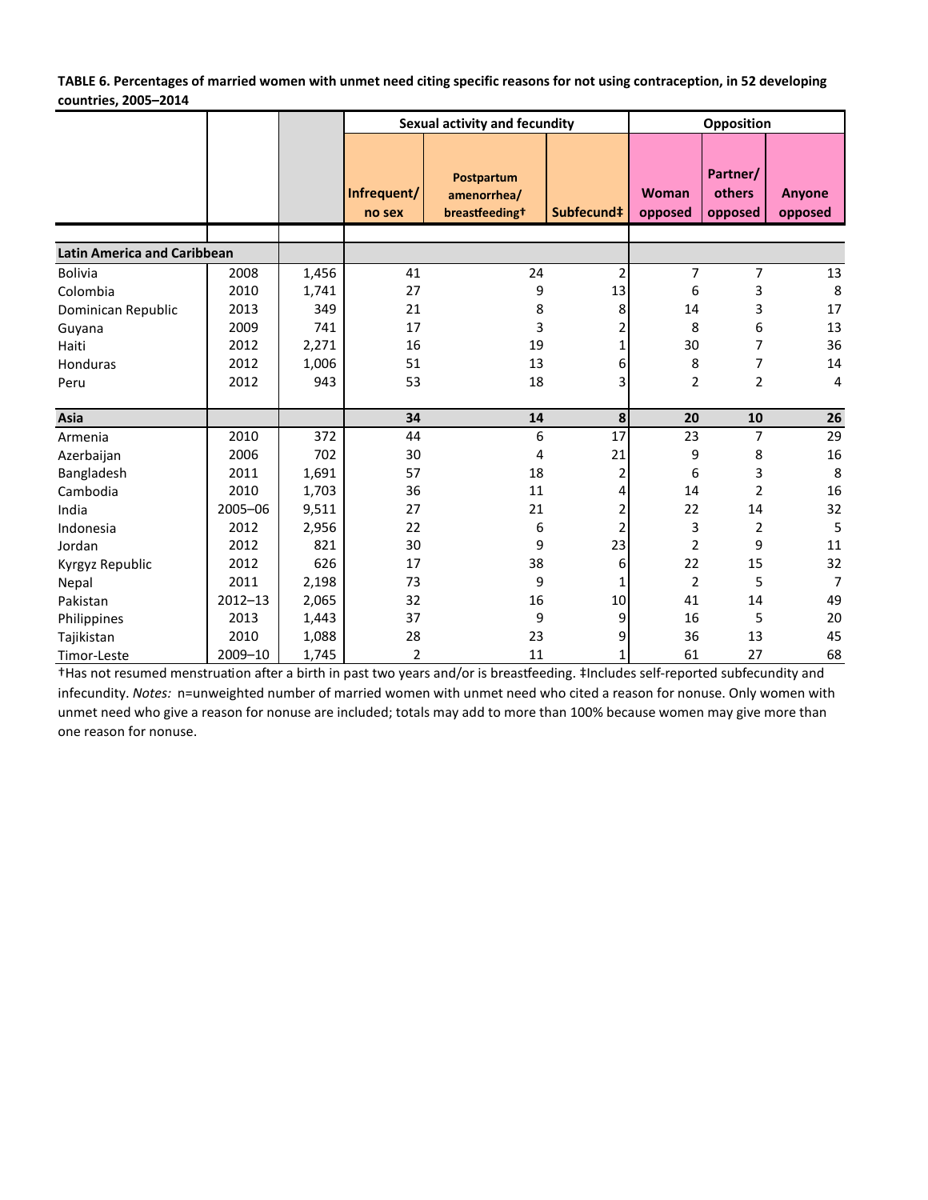**TABLE 6. Percentages of married women with unmet need citing specific reasons for not using contraception, in 52 developing countries, 2005–2014**

| | | | Sexual activity and fecundity | | | Opposition | | |
|---|---|---|---|---|---|---|---|---|
| | | | Infrequent/ no sex | Postpartum amenorrhea/ breastfeeding† | Subfecund‡ | Woman opposed | Partner/ others opposed | Anyone opposed |
| **Latin America and Caribbean** | | | | | | | | |
| Bolivia | 2008 | 1,456 | 41 | 24 | 2 | 7 | 7 | 13 |
| Colombia | 2010 | 1,741 | 27 | 9 | 13 | 6 | 3 | 8 |
| Dominican Republic | 2013 | 349 | 21 | 8 | 8 | 14 | 3 | 17 |
| Guyana | 2009 | 741 | 17 | 3 | 2 | 8 | 6 | 13 |
| Haiti | 2012 | 2,271 | 16 | 19 | 1 | 30 | 7 | 36 |
| Honduras | 2012 | 1,006 | 51 | 13 | 6 | 8 | 7 | 14 |
| Peru | 2012 | 943 | 53 | 18 | 3 | 2 | 2 | 4 |
| **Asia** | | | **34** | **14** | **8** | **20** | **10** | **26** |
| Armenia | 2010 | 372 | 44 | 6 | 17 | 23 | 7 | 29 |
| Azerbaijan | 2006 | 702 | 30 | 4 | 21 | 9 | 8 | 16 |
| Bangladesh | 2011 | 1,691 | 57 | 18 | 2 | 6 | 3 | 8 |
| Cambodia | 2010 | 1,703 | 36 | 11 | 4 | 14 | 2 | 16 |
| India | 2005–06 | 9,511 | 27 | 21 | 2 | 22 | 14 | 32 |
| Indonesia | 2012 | 2,956 | 22 | 6 | 2 | 3 | 2 | 5 |
| Jordan | 2012 | 821 | 30 | 9 | 23 | 2 | 9 | 11 |
| Kyrgyz Republic | 2012 | 626 | 17 | 38 | 6 | 22 | 15 | 32 |
| Nepal | 2011 | 2,198 | 73 | 9 | 1 | 2 | 5 | 7 |
| Pakistan | 2012–13 | 2,065 | 32 | 16 | 10 | 41 | 14 | 49 |
| Philippines | 2013 | 1,443 | 37 | 9 | 9 | 16 | 5 | 20 |
| Tajikistan | 2010 | 1,088 | 28 | 23 | 9 | 36 | 13 | 45 |
| Timor-Leste | 2009–10 | 1,745 | 2 | 11 | 1 | 61 | 27 | 68 |

†Has not resumed menstruation after a birth in past two years and/or is breastfeeding. ‡Includes self-reported subfecundity and infecundity. *Notes:* n=unweighted number of married women with unmet need who cited a reason for nonuse. Only women with unmet need who give a reason for nonuse are included; totals may add to more than 100% because women may give more than one reason for nonuse.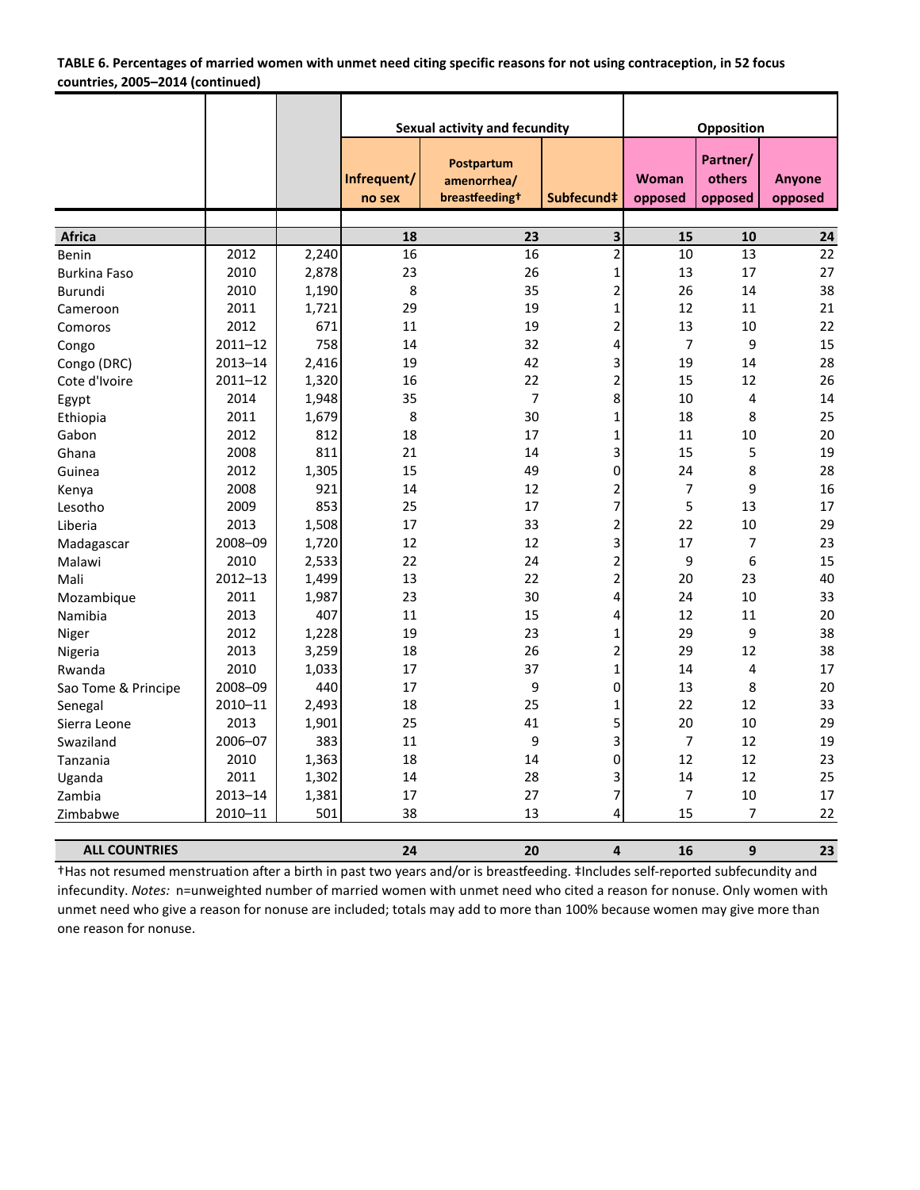**TABLE 6. Percentages of married women with unmet need citing specific reasons for not using contraception, in 52 focus countries, 2005–2014 (continued)**

| | | | Sexual activity and fecundity | | | Opposition | | |
|---|---|---|---|---|---|---|---|---|
| | | | Infrequent/ no sex | Postpartum amenorrhea/ breastfeeding† | Subfecund‡ | Woman opposed | Partner/ others opposed | Anyone opposed |
| **Africa** | | | **18** | **23** | **3** | **15** | **10** | **24** |
| Benin | 2012 | 2,240 | 16 | 16 | 2 | 10 | 13 | 22 |
| Burkina Faso | 2010 | 2,878 | 23 | 26 | 1 | 13 | 17 | 27 |
| Burundi | 2010 | 1,190 | 8 | 35 | 2 | 26 | 14 | 38 |
| Cameroon | 2011 | 1,721 | 29 | 19 | 1 | 12 | 11 | 21 |
| Comoros | 2012 | 671 | 11 | 19 | 2 | 13 | 10 | 22 |
| Congo | 2011–12 | 758 | 14 | 32 | 4 | 7 | 9 | 15 |
| Congo (DRC) | 2013–14 | 2,416 | 19 | 42 | 3 | 19 | 14 | 28 |
| Cote d'Ivoire | 2011–12 | 1,320 | 16 | 22 | 2 | 15 | 12 | 26 |
| Egypt | 2014 | 1,948 | 35 | 7 | 8 | 10 | 4 | 14 |
| Ethiopia | 2011 | 1,679 | 8 | 30 | 1 | 18 | 8 | 25 |
| Gabon | 2012 | 812 | 18 | 17 | 1 | 11 | 10 | 20 |
| Ghana | 2008 | 811 | 21 | 14 | 3 | 15 | 5 | 19 |
| Guinea | 2012 | 1,305 | 15 | 49 | 0 | 24 | 8 | 28 |
| Kenya | 2008 | 921 | 14 | 12 | 2 | 7 | 9 | 16 |
| Lesotho | 2009 | 853 | 25 | 17 | 7 | 5 | 13 | 17 |
| Liberia | 2013 | 1,508 | 17 | 33 | 2 | 22 | 10 | 29 |
| Madagascar | 2008–09 | 1,720 | 12 | 12 | 3 | 17 | 7 | 23 |
| Malawi | 2010 | 2,533 | 22 | 24 | 2 | 9 | 6 | 15 |
| Mali | 2012–13 | 1,499 | 13 | 22 | 2 | 20 | 23 | 40 |
| Mozambique | 2011 | 1,987 | 23 | 30 | 4 | 24 | 10 | 33 |
| Namibia | 2013 | 407 | 11 | 15 | 4 | 12 | 11 | 20 |
| Niger | 2012 | 1,228 | 19 | 23 | 1 | 29 | 9 | 38 |
| Nigeria | 2013 | 3,259 | 18 | 26 | 2 | 29 | 12 | 38 |
| Rwanda | 2010 | 1,033 | 17 | 37 | 1 | 14 | 4 | 17 |
| Sao Tome & Principe | 2008–09 | 440 | 17 | 9 | 0 | 13 | 8 | 20 |
| Senegal | 2010–11 | 2,493 | 18 | 25 | 1 | 22 | 12 | 33 |
| Sierra Leone | 2013 | 1,901 | 25 | 41 | 5 | 20 | 10 | 29 |
| Swaziland | 2006–07 | 383 | 11 | 9 | 3 | 7 | 12 | 19 |
| Tanzania | 2010 | 1,363 | 18 | 14 | 0 | 12 | 12 | 23 |
| Uganda | 2011 | 1,302 | 14 | 28 | 3 | 14 | 12 | 25 |
| Zambia | 2013–14 | 1,381 | 17 | 27 | 7 | 7 | 10 | 17 |
| Zimbabwe | 2010–11 | 501 | 38 | 13 | 4 | 15 | 7 | 22 |
| **ALL COUNTRIES** | | | **24** | **20** | **4** | **16** | **9** | **23** |

†Has not resumed menstruation after a birth in past two years and/or is breastfeeding. ‡Includes self-reported subfecundity and infecundity. *Notes:* n=unweighted number of married women with unmet need who cited a reason for nonuse. Only women with unmet need who give a reason for nonuse are included; totals may add to more than 100% because women may give more than one reason for nonuse.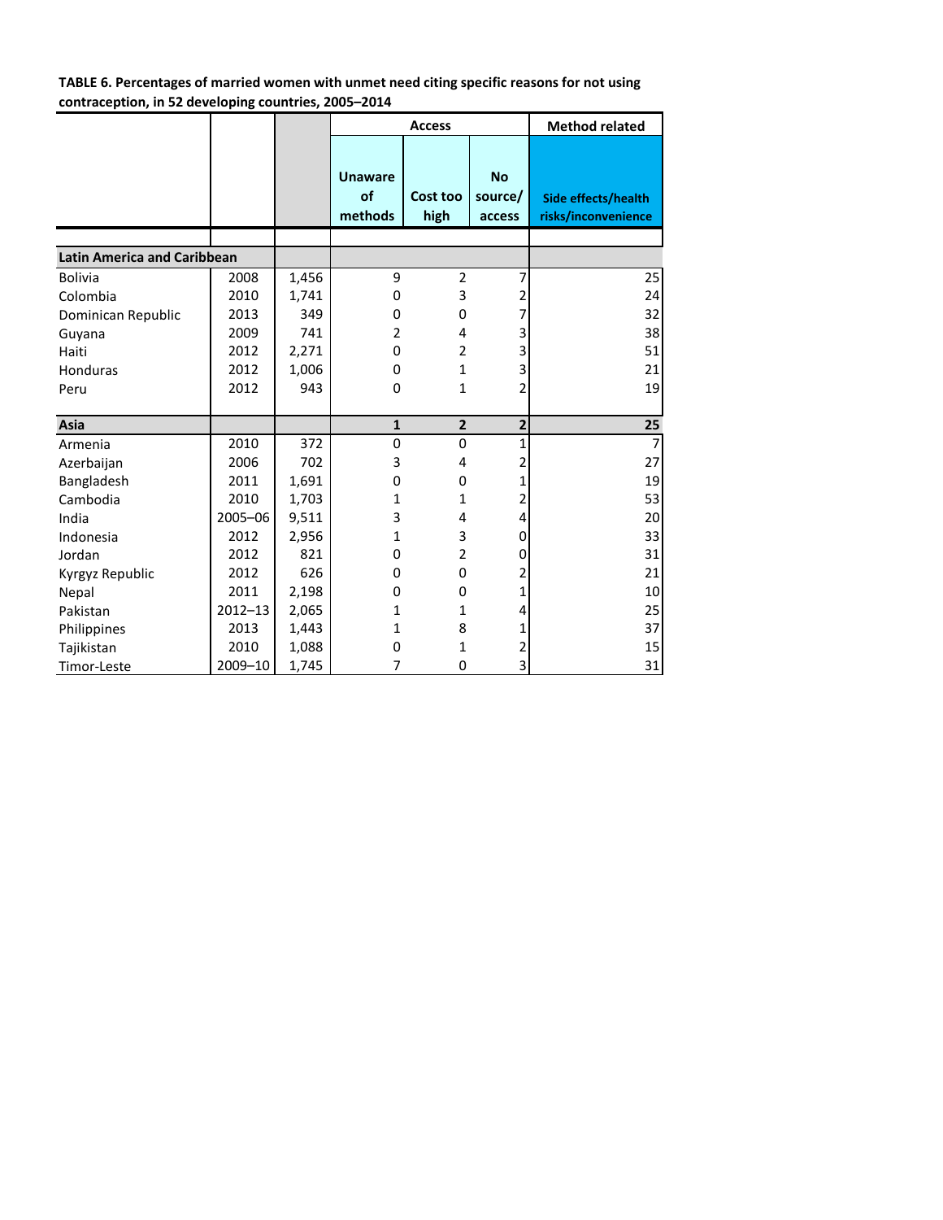**TABLE 6. Percentages of married women with unmet need citing specific reasons for not using contraception, in 52 developing countries, 2005–2014**

| | | | Access | | | Method related |
|---|---|---|---|---|---|---|
| | | | Unaware of methods | Cost too high | No source/ access | Side effects/health risks/inconvenience |
| **Latin America and Caribbean** | | | | | | |
| Bolivia | 2008 | 1,456 | 9 | 2 | 7 | 25 |
| Colombia | 2010 | 1,741 | 0 | 3 | 2 | 24 |
| Dominican Republic | 2013 | 349 | 0 | 0 | 7 | 32 |
| Guyana | 2009 | 741 | 2 | 4 | 3 | 38 |
| Haiti | 2012 | 2,271 | 0 | 2 | 3 | 51 |
| Honduras | 2012 | 1,006 | 0 | 1 | 3 | 21 |
| Peru | 2012 | 943 | 0 | 1 | 2 | 19 |
| **Asia** | | | **1** | **2** | **2** | **25** |
| Armenia | 2010 | 372 | 0 | 0 | 1 | 7 |
| Azerbaijan | 2006 | 702 | 3 | 4 | 2 | 27 |
| Bangladesh | 2011 | 1,691 | 0 | 0 | 1 | 19 |
| Cambodia | 2010 | 1,703 | 1 | 1 | 2 | 53 |
| India | 2005–06 | 9,511 | 3 | 4 | 4 | 20 |
| Indonesia | 2012 | 2,956 | 1 | 3 | 0 | 33 |
| Jordan | 2012 | 821 | 0 | 2 | 0 | 31 |
| Kyrgyz Republic | 2012 | 626 | 0 | 0 | 2 | 21 |
| Nepal | 2011 | 2,198 | 0 | 0 | 1 | 10 |
| Pakistan | 2012–13 | 2,065 | 1 | 1 | 4 | 25 |
| Philippines | 2013 | 1,443 | 1 | 8 | 1 | 37 |
| Tajikistan | 2010 | 1,088 | 0 | 1 | 2 | 15 |
| Timor-Leste | 2009–10 | 1,745 | 7 | 0 | 3 | 31 |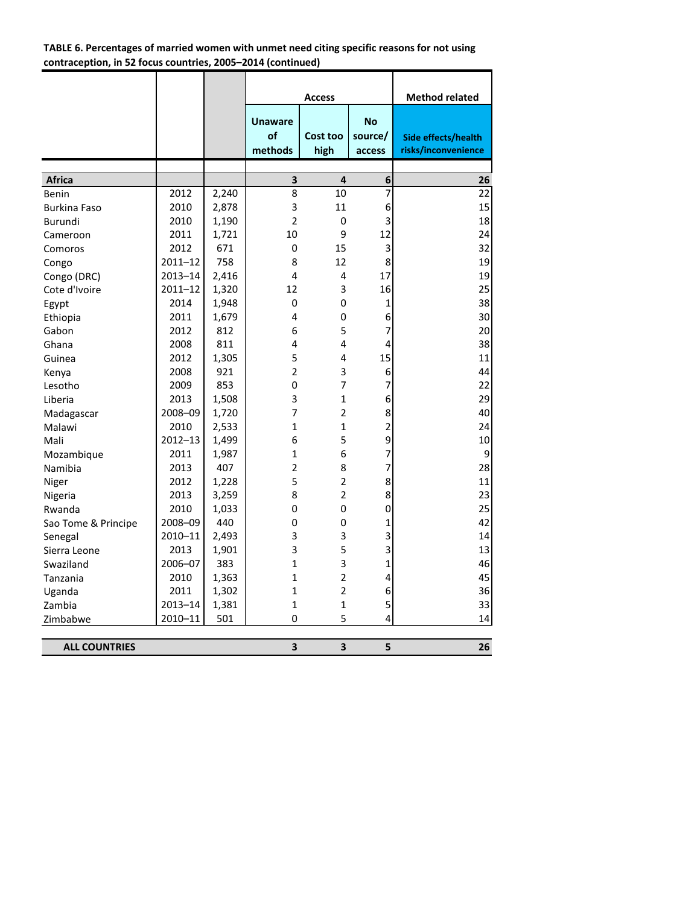**TABLE 6. Percentages of married women with unmet need citing specific reasons for not using contraception, in 52 focus countries, 2005–2014 (continued)**

| | | | Access | | | Method related |
|---|---|---|---|---|---|---|
| | | | Unaware of methods | Cost too high | No source/ access | Side effects/health risks/inconvenience |
| **Africa** | | | **3** | **4** | **6** | **26** |
| Benin | 2012 | 2,240 | 8 | 10 | 7 | 22 |
| Burkina Faso | 2010 | 2,878 | 3 | 11 | 6 | 15 |
| Burundi | 2010 | 1,190 | 2 | 0 | 3 | 18 |
| Cameroon | 2011 | 1,721 | 10 | 9 | 12 | 24 |
| Comoros | 2012 | 671 | 0 | 15 | 3 | 32 |
| Congo | 2011–12 | 758 | 8 | 12 | 8 | 19 |
| Congo (DRC) | 2013–14 | 2,416 | 4 | 4 | 17 | 19 |
| Cote d'Ivoire | 2011–12 | 1,320 | 12 | 3 | 16 | 25 |
| Egypt | 2014 | 1,948 | 0 | 0 | 1 | 38 |
| Ethiopia | 2011 | 1,679 | 4 | 0 | 6 | 30 |
| Gabon | 2012 | 812 | 6 | 5 | 7 | 20 |
| Ghana | 2008 | 811 | 4 | 4 | 4 | 38 |
| Guinea | 2012 | 1,305 | 5 | 4 | 15 | 11 |
| Kenya | 2008 | 921 | 2 | 3 | 6 | 44 |
| Lesotho | 2009 | 853 | 0 | 7 | 7 | 22 |
| Liberia | 2013 | 1,508 | 3 | 1 | 6 | 29 |
| Madagascar | 2008–09 | 1,720 | 7 | 2 | 8 | 40 |
| Malawi | 2010 | 2,533 | 1 | 1 | 2 | 24 |
| Mali | 2012–13 | 1,499 | 6 | 5 | 9 | 10 |
| Mozambique | 2011 | 1,987 | 1 | 6 | 7 | 9 |
| Namibia | 2013 | 407 | 2 | 8 | 7 | 28 |
| Niger | 2012 | 1,228 | 5 | 2 | 8 | 11 |
| Nigeria | 2013 | 3,259 | 8 | 2 | 8 | 23 |
| Rwanda | 2010 | 1,033 | 0 | 0 | 0 | 25 |
| Sao Tome & Principe | 2008–09 | 440 | 0 | 0 | 1 | 42 |
| Senegal | 2010–11 | 2,493 | 3 | 3 | 3 | 14 |
| Sierra Leone | 2013 | 1,901 | 3 | 5 | 3 | 13 |
| Swaziland | 2006–07 | 383 | 1 | 3 | 1 | 46 |
| Tanzania | 2010 | 1,363 | 1 | 2 | 4 | 45 |
| Uganda | 2011 | 1,302 | 1 | 2 | 6 | 36 |
| Zambia | 2013–14 | 1,381 | 1 | 1 | 5 | 33 |
| Zimbabwe | 2010–11 | 501 | 0 | 5 | 4 | 14 |
| **ALL COUNTRIES** | | | **3** | **3** | **5** | **26** |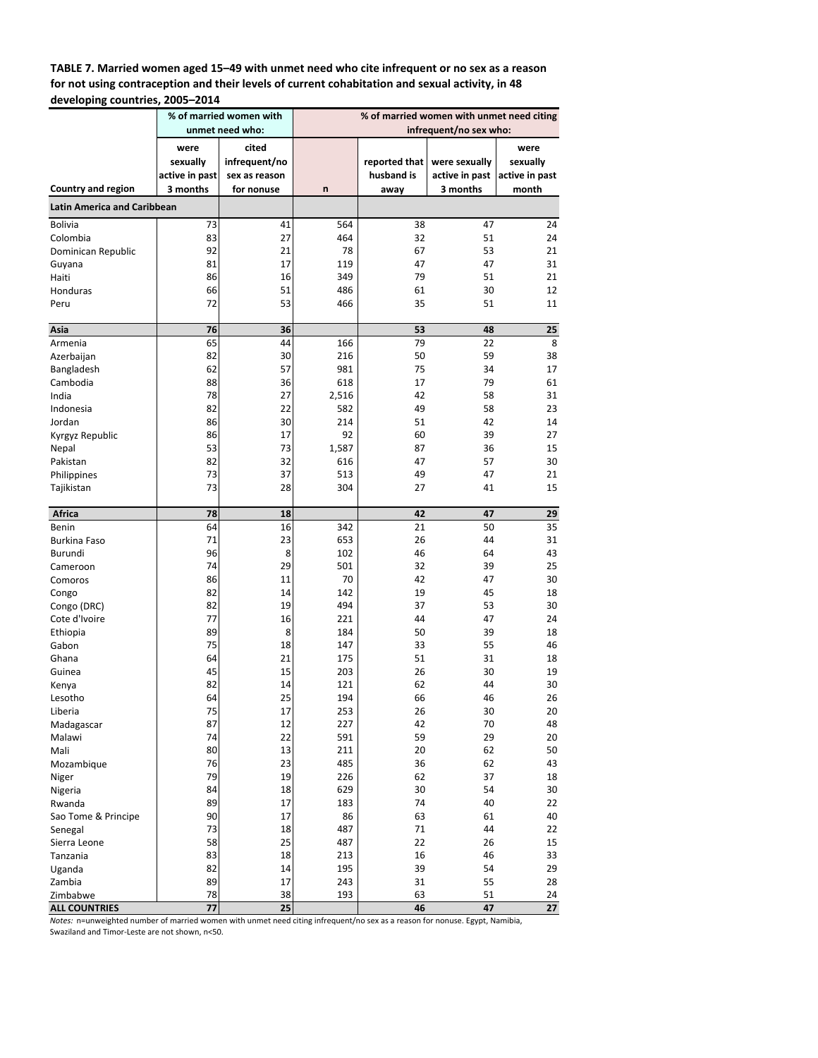**TABLE 7. Married women aged 15–49 with unmet need who cite infrequent or no sex as a reason for not using contraception and their levels of current cohabitation and sexual activity, in 48 developing countries, 2005–2014**

| | % of married women with unmet need who: | | | % of married women with unmet need citing infrequent/no sex who: | | |
|---|---|---|---|---|---|---|
| Country and region | were sexually active in past 3 months | cited infrequent/no sex as reason for nonuse | n | reported that husband is away | were sexually active in past 3 months | were sexually active in past month |
| **Latin America and Caribbean** | | | | | | |
| Bolivia | 73 | 41 | 564 | 38 | 47 | 24 |
| Colombia | 83 | 27 | 464 | 32 | 51 | 24 |
| Dominican Republic | 92 | 21 | 78 | 67 | 53 | 21 |
| Guyana | 81 | 17 | 119 | 47 | 47 | 31 |
| Haiti | 86 | 16 | 349 | 79 | 51 | 21 |
| Honduras | 66 | 51 | 486 | 61 | 30 | 12 |
| Peru | 72 | 53 | 466 | 35 | 51 | 11 |
| **Asia** | **76** | **36** | | **53** | **48** | **25** |
| Armenia | 65 | 44 | 166 | 79 | 22 | 8 |
| Azerbaijan | 82 | 30 | 216 | 50 | 59 | 38 |
| Bangladesh | 62 | 57 | 981 | 75 | 34 | 17 |
| Cambodia | 88 | 36 | 618 | 17 | 79 | 61 |
| India | 78 | 27 | 2,516 | 42 | 58 | 31 |
| Indonesia | 82 | 22 | 582 | 49 | 58 | 23 |
| Jordan | 86 | 30 | 214 | 51 | 42 | 14 |
| Kyrgyz Republic | 86 | 17 | 92 | 60 | 39 | 27 |
| Nepal | 53 | 73 | 1,587 | 87 | 36 | 15 |
| Pakistan | 82 | 32 | 616 | 47 | 57 | 30 |
| Philippines | 73 | 37 | 513 | 49 | 47 | 21 |
| Tajikistan | 73 | 28 | 304 | 27 | 41 | 15 |
| **Africa** | **78** | **18** | | **42** | **47** | **29** |
| Benin | 64 | 16 | 342 | 21 | 50 | 35 |
| Burkina Faso | 71 | 23 | 653 | 26 | 44 | 31 |
| Burundi | 96 | 8 | 102 | 46 | 64 | 43 |
| Cameroon | 74 | 29 | 501 | 32 | 39 | 25 |
| Comoros | 86 | 11 | 70 | 42 | 47 | 30 |
| Congo | 82 | 14 | 142 | 19 | 45 | 18 |
| Congo (DRC) | 82 | 19 | 494 | 37 | 53 | 30 |
| Cote d'Ivoire | 77 | 16 | 221 | 44 | 47 | 24 |
| Ethiopia | 89 | 8 | 184 | 50 | 39 | 18 |
| Gabon | 75 | 18 | 147 | 33 | 55 | 46 |
| Ghana | 64 | 21 | 175 | 51 | 31 | 18 |
| Guinea | 45 | 15 | 203 | 26 | 30 | 19 |
| Kenya | 82 | 14 | 121 | 62 | 44 | 30 |
| Lesotho | 64 | 25 | 194 | 66 | 46 | 26 |
| Liberia | 75 | 17 | 253 | 26 | 30 | 20 |
| Madagascar | 87 | 12 | 227 | 42 | 70 | 48 |
| Malawi | 74 | 22 | 591 | 59 | 29 | 20 |
| Mali | 80 | 13 | 211 | 20 | 62 | 50 |
| Mozambique | 76 | 23 | 485 | 36 | 62 | 43 |
| Niger | 79 | 19 | 226 | 62 | 37 | 18 |
| Nigeria | 84 | 18 | 629 | 30 | 54 | 30 |
| Rwanda | 89 | 17 | 183 | 74 | 40 | 22 |
| Sao Tome & Principe | 90 | 17 | 86 | 63 | 61 | 40 |
| Senegal | 73 | 18 | 487 | 71 | 44 | 22 |
| Sierra Leone | 58 | 25 | 487 | 22 | 26 | 15 |
| Tanzania | 83 | 18 | 213 | 16 | 46 | 33 |
| Uganda | 82 | 14 | 195 | 39 | 54 | 29 |
| Zambia | 89 | 17 | 243 | 31 | 55 | 28 |
| Zimbabwe | 78 | 38 | 193 | 63 | 51 | 24 |
| **ALL COUNTRIES** | **77** | **25** | | **46** | **47** | **27** |

*Notes:* n=unweighted number of married women with unmet need citing infrequent/no sex as a reason for nonuse. Egypt, Namibia, Swaziland and Timor-Leste are not shown, n<50.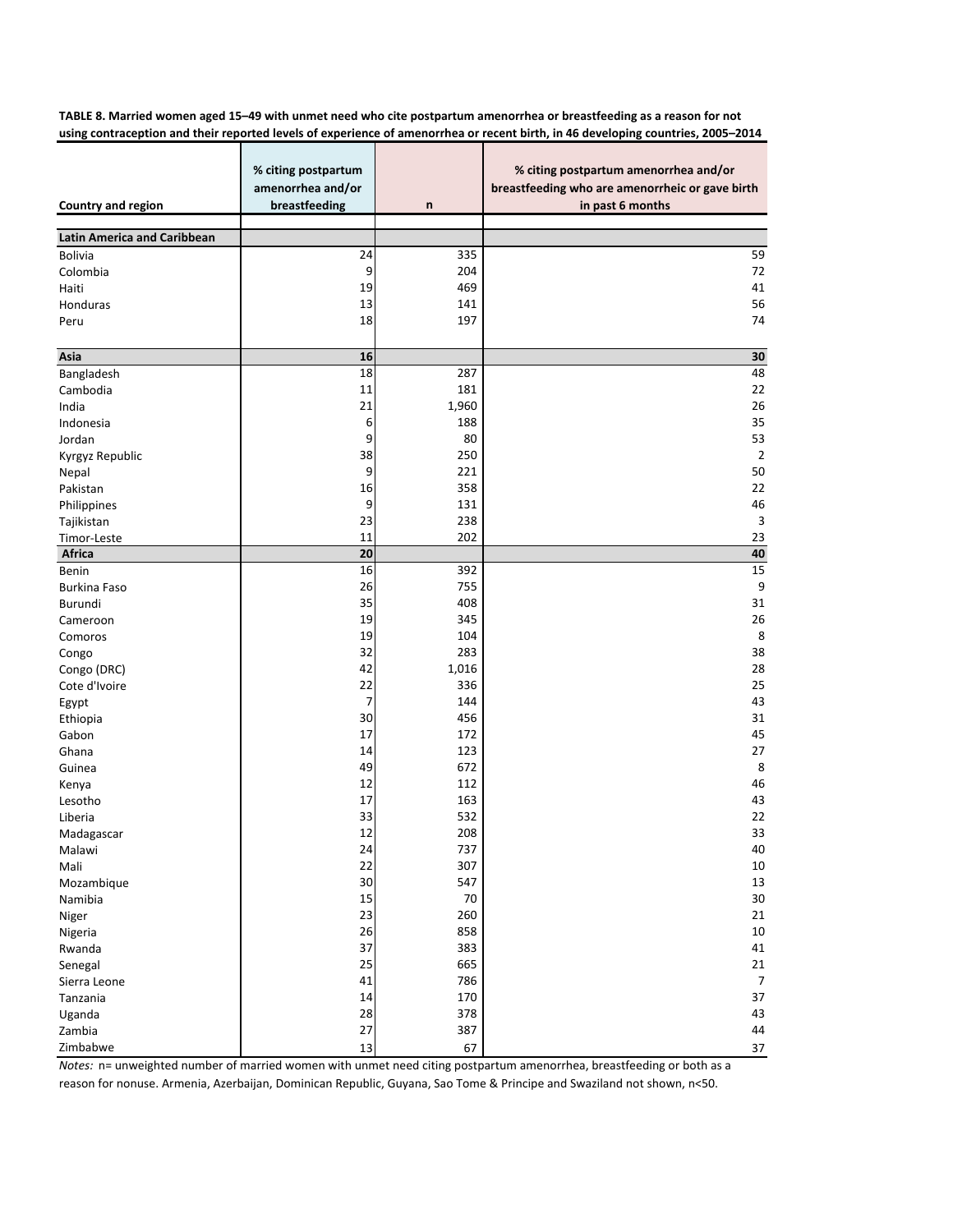**TABLE 8. Married women aged 15–49 with unmet need who cite postpartum amenorrhea or breastfeeding as a reason for not using contraception and their reported levels of experience of amenorrhea or recent birth, in 46 developing countries, 2005–2014**

| Country and region | % citing postpartum amenorrhea and/or breastfeeding | n | % citing postpartum amenorrhea and/or breastfeeding who are amenorrheic or gave birth in past 6 months |
|---|---|---|---|
| **Latin America and Caribbean** | | | |
| Bolivia | 24 | 335 | 59 |
| Colombia | 9 | 204 | 72 |
| Haiti | 19 | 469 | 41 |
| Honduras | 13 | 141 | 56 |
| Peru | 18 | 197 | 74 |
| **Asia** | **16** | | **30** |
| Bangladesh | 18 | 287 | 48 |
| Cambodia | 11 | 181 | 22 |
| India | 21 | 1,960 | 26 |
| Indonesia | 6 | 188 | 35 |
| Jordan | 9 | 80 | 53 |
| Kyrgyz Republic | 38 | 250 | 2 |
| Nepal | 9 | 221 | 50 |
| Pakistan | 16 | 358 | 22 |
| Philippines | 9 | 131 | 46 |
| Tajikistan | 23 | 238 | 3 |
| Timor-Leste | 11 | 202 | 23 |
| **Africa** | **20** | | **40** |
| Benin | 16 | 392 | 15 |
| Burkina Faso | 26 | 755 | 9 |
| Burundi | 35 | 408 | 31 |
| Cameroon | 19 | 345 | 26 |
| Comoros | 19 | 104 | 8 |
| Congo | 32 | 283 | 38 |
| Congo (DRC) | 42 | 1,016 | 28 |
| Cote d'Ivoire | 22 | 336 | 25 |
| Egypt | 7 | 144 | 43 |
| Ethiopia | 30 | 456 | 31 |
| Gabon | 17 | 172 | 45 |
| Ghana | 14 | 123 | 27 |
| Guinea | 49 | 672 | 8 |
| Kenya | 12 | 112 | 46 |
| Lesotho | 17 | 163 | 43 |
| Liberia | 33 | 532 | 22 |
| Madagascar | 12 | 208 | 33 |
| Malawi | 24 | 737 | 40 |
| Mali | 22 | 307 | 10 |
| Mozambique | 30 | 547 | 13 |
| Namibia | 15 | 70 | 30 |
| Niger | 23 | 260 | 21 |
| Nigeria | 26 | 858 | 10 |
| Rwanda | 37 | 383 | 41 |
| Senegal | 25 | 665 | 21 |
| Sierra Leone | 41 | 786 | 7 |
| Tanzania | 14 | 170 | 37 |
| Uganda | 28 | 378 | 43 |
| Zambia | 27 | 387 | 44 |
| Zimbabwe | 13 | 67 | 37 |

*Notes:* n= unweighted number of married women with unmet need citing postpartum amenorrhea, breastfeeding or both as a reason for nonuse. Armenia, Azerbaijan, Dominican Republic, Guyana, Sao Tome & Principe and Swaziland not shown, n<50.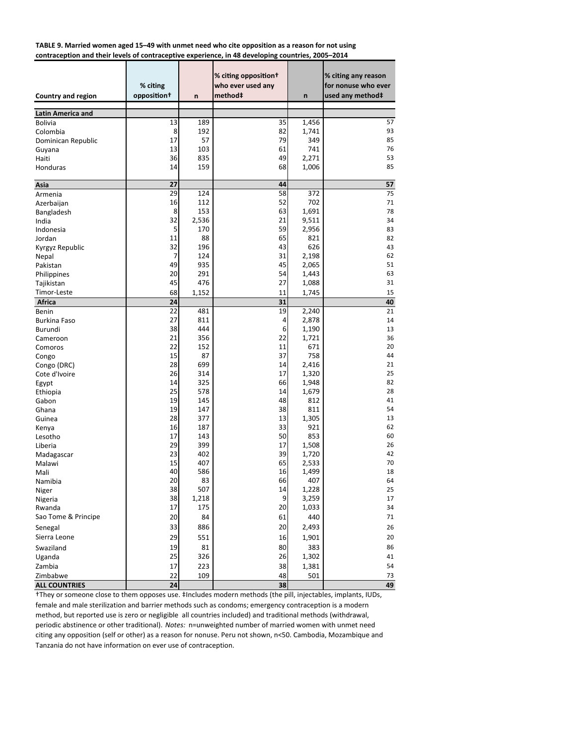**TABLE 9. Married women aged 15–49 with unmet need who cite opposition as a reason for not using contraception and their levels of contraceptive experience, in 48 developing countries, 2005–2014**

| Country and region | % citing opposition† | n | % citing opposition† who ever used any method‡ | n | % citing any reason for nonuse who ever used any method‡ |
|---|---|---|---|---|---|
| **Latin America and** | | | | | |
| Bolivia | 13 | 189 | 35 | 1,456 | 57 |
| Colombia | 8 | 192 | 82 | 1,741 | 93 |
| Dominican Republic | 17 | 57 | 79 | 349 | 85 |
| Guyana | 13 | 103 | 61 | 741 | 76 |
| Haiti | 36 | 835 | 49 | 2,271 | 53 |
| Honduras | 14 | 159 | 68 | 1,006 | 85 |
| **Asia** | **27** | | **44** | | **57** |
| Armenia | 29 | 124 | 58 | 372 | 75 |
| Azerbaijan | 16 | 112 | 52 | 702 | 71 |
| Bangladesh | 8 | 153 | 63 | 1,691 | 78 |
| India | 32 | 2,536 | 21 | 9,511 | 34 |
| Indonesia | 5 | 170 | 59 | 2,956 | 83 |
| Jordan | 11 | 88 | 65 | 821 | 82 |
| Kyrgyz Republic | 32 | 196 | 43 | 626 | 43 |
| Nepal | 7 | 124 | 31 | 2,198 | 62 |
| Pakistan | 49 | 935 | 45 | 2,065 | 51 |
| Philippines | 20 | 291 | 54 | 1,443 | 63 |
| Tajikistan | 45 | 476 | 27 | 1,088 | 31 |
| Timor-Leste | 68 | 1,152 | 11 | 1,745 | 15 |
| **Africa** | **24** | | **31** | | **40** |
| Benin | 22 | 481 | 19 | 2,240 | 21 |
| Burkina Faso | 27 | 811 | 4 | 2,878 | 14 |
| Burundi | 38 | 444 | 6 | 1,190 | 13 |
| Cameroon | 21 | 356 | 22 | 1,721 | 36 |
| Comoros | 22 | 152 | 11 | 671 | 20 |
| Congo | 15 | 87 | 37 | 758 | 44 |
| Congo (DRC) | 28 | 699 | 14 | 2,416 | 21 |
| Cote d'Ivoire | 26 | 314 | 17 | 1,320 | 25 |
| Egypt | 14 | 325 | 66 | 1,948 | 82 |
| Ethiopia | 25 | 578 | 14 | 1,679 | 28 |
| Gabon | 19 | 145 | 48 | 812 | 41 |
| Ghana | 19 | 147 | 38 | 811 | 54 |
| Guinea | 28 | 377 | 13 | 1,305 | 13 |
| Kenya | 16 | 187 | 33 | 921 | 62 |
| Lesotho | 17 | 143 | 50 | 853 | 60 |
| Liberia | 29 | 399 | 17 | 1,508 | 26 |
| Madagascar | 23 | 402 | 39 | 1,720 | 42 |
| Malawi | 15 | 407 | 65 | 2,533 | 70 |
| Mali | 40 | 586 | 16 | 1,499 | 18 |
| Namibia | 20 | 83 | 66 | 407 | 64 |
| Niger | 38 | 507 | 14 | 1,228 | 25 |
| Nigeria | 38 | 1,218 | 9 | 3,259 | 17 |
| Rwanda | 17 | 175 | 20 | 1,033 | 34 |
| Sao Tome & Principe | 20 | 84 | 61 | 440 | 71 |
| Senegal | 33 | 886 | 20 | 2,493 | 26 |
| Sierra Leone | 29 | 551 | 16 | 1,901 | 20 |
| Swaziland | 19 | 81 | 80 | 383 | 86 |
| Uganda | 25 | 326 | 26 | 1,302 | 41 |
| Zambia | 17 | 223 | 38 | 1,381 | 54 |
| Zimbabwe | 22 | 109 | 48 | 501 | 73 |
| **ALL COUNTRIES** | **24** | | **38** | | **49** |

†They or someone close to them opposes use. ‡Includes modern methods (the pill, injectables, implants, IUDs, female and male sterilization and barrier methods such as condoms; emergency contraception is a modern method, but reported use is zero or negligible all countries included) and traditional methods (withdrawal, periodic abstinence or other traditional). *Notes:* n=unweighted number of married women with unmet need citing any opposition (self or other) as a reason for nonuse. Peru not shown, n<50. Cambodia, Mozambique and Tanzania do not have information on ever use of contraception.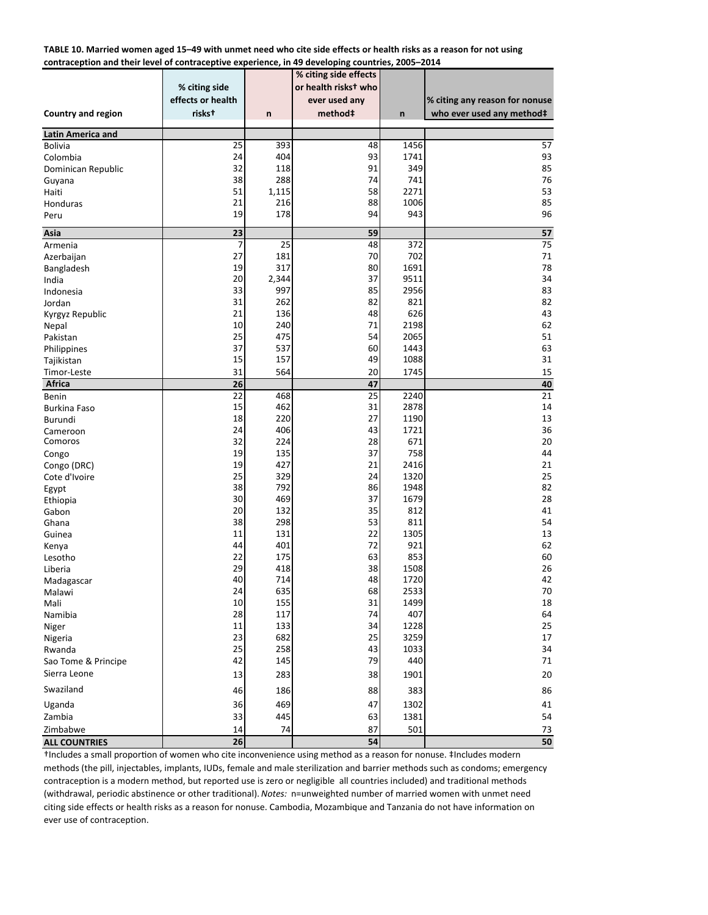**TABLE 10. Married women aged 15–49 with unmet need who cite side effects or health risks as a reason for not using contraception and their level of contraceptive experience, in 49 developing countries, 2005–2014**

| Country and region | % citing side effects or health risks† | n | % citing side effects or health risks† who ever used any method‡ | n | % citing any reason for nonuse who ever used any method‡ |
|---|---|---|---|---|---|
| **Latin America and** | | | | | |
| Bolivia | 25 | 393 | 48 | 1456 | 57 |
| Colombia | 24 | 404 | 93 | 1741 | 93 |
| Dominican Republic | 32 | 118 | 91 | 349 | 85 |
| Guyana | 38 | 288 | 74 | 741 | 76 |
| Haiti | 51 | 1,115 | 58 | 2271 | 53 |
| Honduras | 21 | 216 | 88 | 1006 | 85 |
| Peru | 19 | 178 | 94 | 943 | 96 |
| **Asia** | **23** | | **59** | | **57** |
| Armenia | 7 | 25 | 48 | 372 | 75 |
| Azerbaijan | 27 | 181 | 70 | 702 | 71 |
| Bangladesh | 19 | 317 | 80 | 1691 | 78 |
| India | 20 | 2,344 | 37 | 9511 | 34 |
| Indonesia | 33 | 997 | 85 | 2956 | 83 |
| Jordan | 31 | 262 | 82 | 821 | 82 |
| Kyrgyz Republic | 21 | 136 | 48 | 626 | 43 |
| Nepal | 10 | 240 | 71 | 2198 | 62 |
| Pakistan | 25 | 475 | 54 | 2065 | 51 |
| Philippines | 37 | 537 | 60 | 1443 | 63 |
| Tajikistan | 15 | 157 | 49 | 1088 | 31 |
| Timor-Leste | 31 | 564 | 20 | 1745 | 15 |
| **Africa** | **26** | | **47** | | **40** |
| Benin | 22 | 468 | 25 | 2240 | 21 |
| Burkina Faso | 15 | 462 | 31 | 2878 | 14 |
| Burundi | 18 | 220 | 27 | 1190 | 13 |
| Cameroon | 24 | 406 | 43 | 1721 | 36 |
| Comoros | 32 | 224 | 28 | 671 | 20 |
| Congo | 19 | 135 | 37 | 758 | 44 |
| Congo (DRC) | 19 | 427 | 21 | 2416 | 21 |
| Cote d'Ivoire | 25 | 329 | 24 | 1320 | 25 |
| Egypt | 38 | 792 | 86 | 1948 | 82 |
| Ethiopia | 30 | 469 | 37 | 1679 | 28 |
| Gabon | 20 | 132 | 35 | 812 | 41 |
| Ghana | 38 | 298 | 53 | 811 | 54 |
| Guinea | 11 | 131 | 22 | 1305 | 13 |
| Kenya | 44 | 401 | 72 | 921 | 62 |
| Lesotho | 22 | 175 | 63 | 853 | 60 |
| Liberia | 29 | 418 | 38 | 1508 | 26 |
| Madagascar | 40 | 714 | 48 | 1720 | 42 |
| Malawi | 24 | 635 | 68 | 2533 | 70 |
| Mali | 10 | 155 | 31 | 1499 | 18 |
| Namibia | 28 | 117 | 74 | 407 | 64 |
| Niger | 11 | 133 | 34 | 1228 | 25 |
| Nigeria | 23 | 682 | 25 | 3259 | 17 |
| Rwanda | 25 | 258 | 43 | 1033 | 34 |
| Sao Tome & Principe | 42 | 145 | 79 | 440 | 71 |
| Sierra Leone | 13 | 283 | 38 | 1901 | 20 |
| Swaziland | 46 | 186 | 88 | 383 | 86 |
| Uganda | 36 | 469 | 47 | 1302 | 41 |
| Zambia | 33 | 445 | 63 | 1381 | 54 |
| Zimbabwe | 14 | 74 | 87 | 501 | 73 |
| **ALL COUNTRIES** | **26** | | **54** | | **50** |

†Includes a small proportion of women who cite inconvenience using method as a reason for nonuse. ‡Includes modern methods (the pill, injectables, implants, IUDs, female and male sterilization and barrier methods such as condoms; emergency contraception is a modern method, but reported use is zero or negligible all countries included) and traditional methods (withdrawal, periodic abstinence or other traditional). *Notes:* n=unweighted number of married women with unmet need citing side effects or health risks as a reason for nonuse. Cambodia, Mozambique and Tanzania do not have information on ever use of contraception.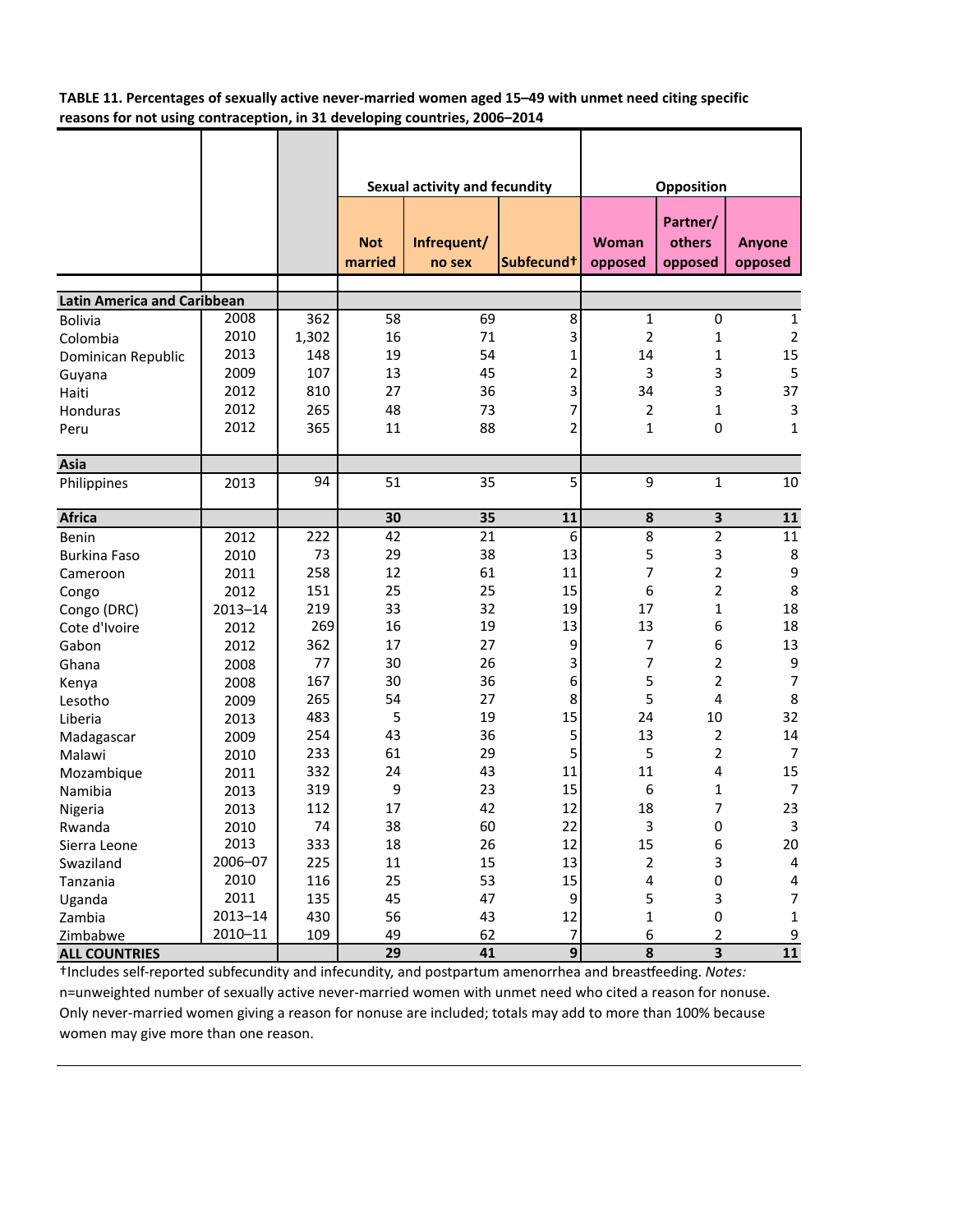**TABLE 11. Percentages of sexually active never-married women aged 15–49 with unmet need citing specific reasons for not using contraception, in 31 developing countries, 2006–2014**

| | | | Sexual activity and fecundity | | | Opposition | | |
|---|---|---|---|---|---|---|---|---|
| | | | Not married | Infrequent/ no sex | Subfecund† | Woman opposed | Partner/ others opposed | Anyone opposed |
| **Latin America and Caribbean** | | | | | | | | |
| Bolivia | 2008 | 362 | 58 | 69 | 8 | 1 | 0 | 1 |
| Colombia | 2010 | 1,302 | 16 | 71 | 3 | 2 | 1 | 2 |
| Dominican Republic | 2013 | 148 | 19 | 54 | 1 | 14 | 1 | 15 |
| Guyana | 2009 | 107 | 13 | 45 | 2 | 3 | 3 | 5 |
| Haiti | 2012 | 810 | 27 | 36 | 3 | 34 | 3 | 37 |
| Honduras | 2012 | 265 | 48 | 73 | 7 | 2 | 1 | 3 |
| Peru | 2012 | 365 | 11 | 88 | 2 | 1 | 0 | 1 |
| **Asia** | | | | | | | | |
| Philippines | 2013 | 94 | 51 | 35 | 5 | 9 | 1 | 10 |
| **Africa** | | | **30** | **35** | **11** | **8** | **3** | **11** |
| Benin | 2012 | 222 | 42 | 21 | 6 | 8 | 2 | 11 |
| Burkina Faso | 2010 | 73 | 29 | 38 | 13 | 5 | 3 | 8 |
| Cameroon | 2011 | 258 | 12 | 61 | 11 | 7 | 2 | 9 |
| Congo | 2012 | 151 | 25 | 25 | 15 | 6 | 2 | 8 |
| Congo (DRC) | 2013–14 | 219 | 33 | 32 | 19 | 17 | 1 | 18 |
| Cote d'Ivoire | 2012 | 269 | 16 | 19 | 13 | 13 | 6 | 18 |
| Gabon | 2012 | 362 | 17 | 27 | 9 | 7 | 6 | 13 |
| Ghana | 2008 | 77 | 30 | 26 | 3 | 7 | 2 | 9 |
| Kenya | 2008 | 167 | 30 | 36 | 6 | 5 | 2 | 7 |
| Lesotho | 2009 | 265 | 54 | 27 | 8 | 5 | 4 | 8 |
| Liberia | 2013 | 483 | 5 | 19 | 15 | 24 | 10 | 32 |
| Madagascar | 2009 | 254 | 43 | 36 | 5 | 13 | 2 | 14 |
| Malawi | 2010 | 233 | 61 | 29 | 5 | 5 | 2 | 7 |
| Mozambique | 2011 | 332 | 24 | 43 | 11 | 11 | 4 | 15 |
| Namibia | 2013 | 319 | 9 | 23 | 15 | 6 | 1 | 7 |
| Nigeria | 2013 | 112 | 17 | 42 | 12 | 18 | 7 | 23 |
| Rwanda | 2010 | 74 | 38 | 60 | 22 | 3 | 0 | 3 |
| Sierra Leone | 2013 | 333 | 18 | 26 | 12 | 15 | 6 | 20 |
| Swaziland | 2006–07 | 225 | 11 | 15 | 13 | 2 | 3 | 4 |
| Tanzania | 2010 | 116 | 25 | 53 | 15 | 4 | 0 | 4 |
| Uganda | 2011 | 135 | 45 | 47 | 9 | 5 | 3 | 7 |
| Zambia | 2013–14 | 430 | 56 | 43 | 12 | 1 | 0 | 1 |
| Zimbabwe | 2010–11 | 109 | 49 | 62 | 7 | 6 | 2 | 9 |
| **ALL COUNTRIES** | | | **29** | **41** | **9** | **8** | **3** | **11** |

†Includes self-reported subfecundity and infecundity, and postpartum amenorrhea and breastfeeding. *Notes:* n=unweighted number of sexually active never-married women with unmet need who cited a reason for nonuse. Only never-married women giving a reason for nonuse are included; totals may add to more than 100% because women may give more than one reason.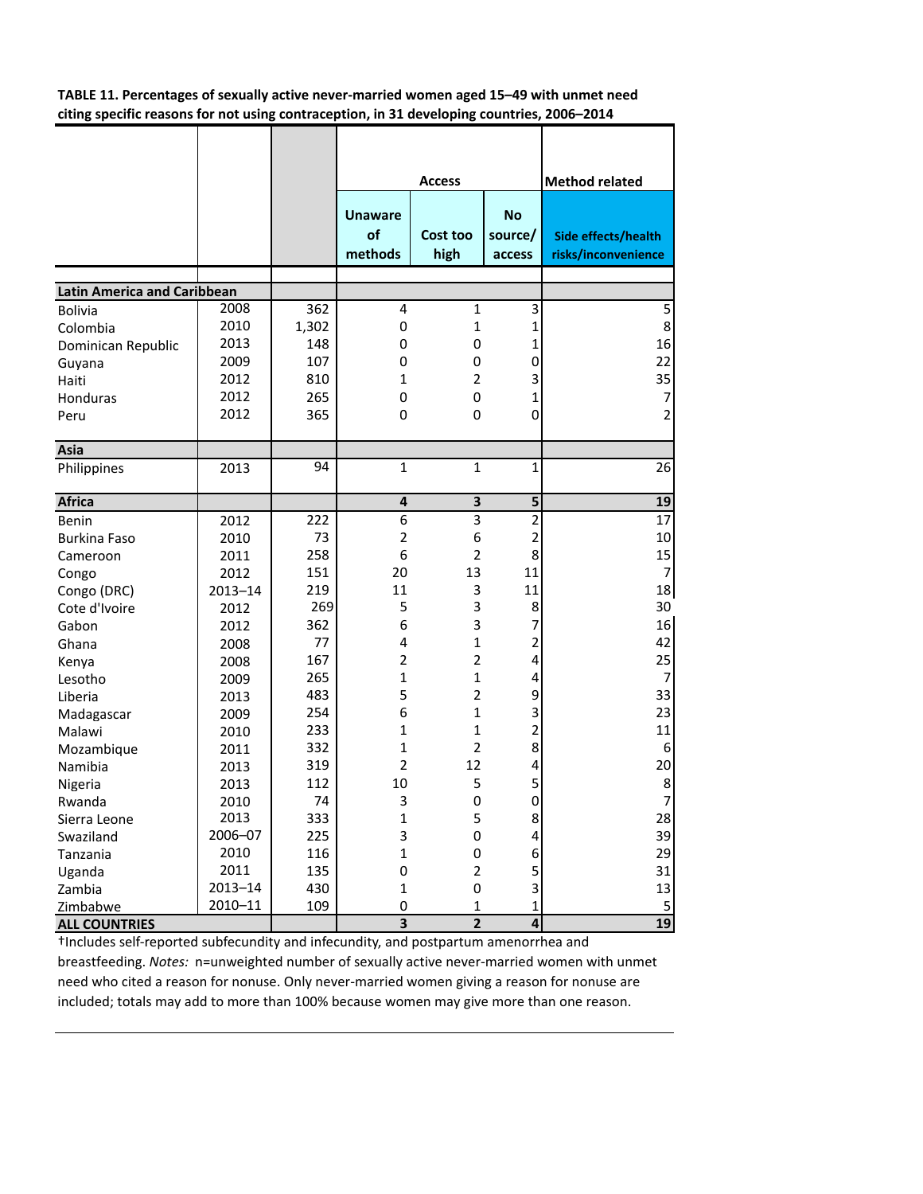**TABLE 11. Percentages of sexually active never-married women aged 15–49 with unmet need citing specific reasons for not using contraception, in 31 developing countries, 2006–2014**

| | | | Access | | | Method related |
|---|---|---|---|---|---|---|
| | | | Unaware of methods | Cost too high | No source/ access | Side effects/health risks/inconvenience |
| **Latin America and Caribbean** | | | | | | |
| Bolivia | 2008 | 362 | 4 | 1 | 3 | 5 |
| Colombia | 2010 | 1,302 | 0 | 1 | 1 | 8 |
| Dominican Republic | 2013 | 148 | 0 | 0 | 1 | 16 |
| Guyana | 2009 | 107 | 0 | 0 | 0 | 22 |
| Haiti | 2012 | 810 | 1 | 2 | 3 | 35 |
| Honduras | 2012 | 265 | 0 | 0 | 1 | 7 |
| Peru | 2012 | 365 | 0 | 0 | 0 | 2 |
| **Asia** | | | | | | |
| Philippines | 2013 | 94 | 1 | 1 | 1 | 26 |
| **Africa** | | | **4** | **3** | **5** | **19** |
| Benin | 2012 | 222 | 6 | 3 | 2 | 17 |
| Burkina Faso | 2010 | 73 | 2 | 6 | 2 | 10 |
| Cameroon | 2011 | 258 | 6 | 2 | 8 | 15 |
| Congo | 2012 | 151 | 20 | 13 | 11 | 7 |
| Congo (DRC) | 2013–14 | 219 | 11 | 3 | 11 | 18 |
| Cote d'Ivoire | 2012 | 269 | 5 | 3 | 8 | 30 |
| Gabon | 2012 | 362 | 6 | 3 | 7 | 16 |
| Ghana | 2008 | 77 | 4 | 1 | 2 | 42 |
| Kenya | 2008 | 167 | 2 | 2 | 4 | 25 |
| Lesotho | 2009 | 265 | 1 | 1 | 4 | 7 |
| Liberia | 2013 | 483 | 5 | 2 | 9 | 33 |
| Madagascar | 2009 | 254 | 6 | 1 | 3 | 23 |
| Malawi | 2010 | 233 | 1 | 1 | 2 | 11 |
| Mozambique | 2011 | 332 | 1 | 2 | 8 | 6 |
| Namibia | 2013 | 319 | 2 | 12 | 4 | 20 |
| Nigeria | 2013 | 112 | 10 | 5 | 5 | 8 |
| Rwanda | 2010 | 74 | 3 | 0 | 0 | 7 |
| Sierra Leone | 2013 | 333 | 1 | 5 | 8 | 28 |
| Swaziland | 2006–07 | 225 | 3 | 0 | 4 | 39 |
| Tanzania | 2010 | 116 | 1 | 0 | 6 | 29 |
| Uganda | 2011 | 135 | 0 | 2 | 5 | 31 |
| Zambia | 2013–14 | 430 | 1 | 0 | 3 | 13 |
| Zimbabwe | 2010–11 | 109 | 0 | 1 | 1 | 5 |
| **ALL COUNTRIES** | | | **3** | **2** | **4** | **19** |

†Includes self-reported subfecundity and infecundity, and postpartum amenorrhea and breastfeeding. *Notes:* n=unweighted number of sexually active never-married women with unmet need who cited a reason for nonuse. Only never-married women giving a reason for nonuse are included; totals may add to more than 100% because women may give more than one reason.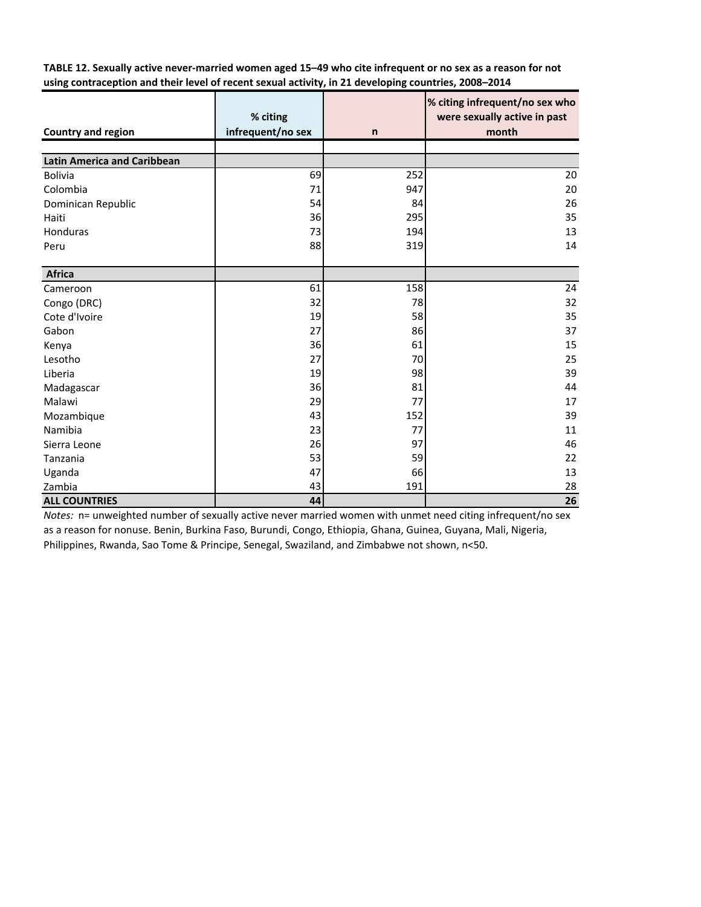**TABLE 12. Sexually active never-married women aged 15–49 who cite infrequent or no sex as a reason for not using contraception and their level of recent sexual activity, in 21 developing countries, 2008–2014**

| Country and region | % citing infrequent/no sex | n | % citing infrequent/no sex who were sexually active in past month |
|---|---|---|---|
| **Latin America and Caribbean** | | | |
| Bolivia | 69 | 252 | 20 |
| Colombia | 71 | 947 | 20 |
| Dominican Republic | 54 | 84 | 26 |
| Haiti | 36 | 295 | 35 |
| Honduras | 73 | 194 | 13 |
| Peru | 88 | 319 | 14 |
| **Africa** | | | |
| Cameroon | 61 | 158 | 24 |
| Congo (DRC) | 32 | 78 | 32 |
| Cote d'Ivoire | 19 | 58 | 35 |
| Gabon | 27 | 86 | 37 |
| Kenya | 36 | 61 | 15 |
| Lesotho | 27 | 70 | 25 |
| Liberia | 19 | 98 | 39 |
| Madagascar | 36 | 81 | 44 |
| Malawi | 29 | 77 | 17 |
| Mozambique | 43 | 152 | 39 |
| Namibia | 23 | 77 | 11 |
| Sierra Leone | 26 | 97 | 46 |
| Tanzania | 53 | 59 | 22 |
| Uganda | 47 | 66 | 13 |
| Zambia | 43 | 191 | 28 |
| **ALL COUNTRIES** | **44** | | **26** |

*Notes:* n= unweighted number of sexually active never married women with unmet need citing infrequent/no sex as a reason for nonuse. Benin, Burkina Faso, Burundi, Congo, Ethiopia, Ghana, Guinea, Guyana, Mali, Nigeria, Philippines, Rwanda, Sao Tome & Principe, Senegal, Swaziland, and Zimbabwe not shown, n<50.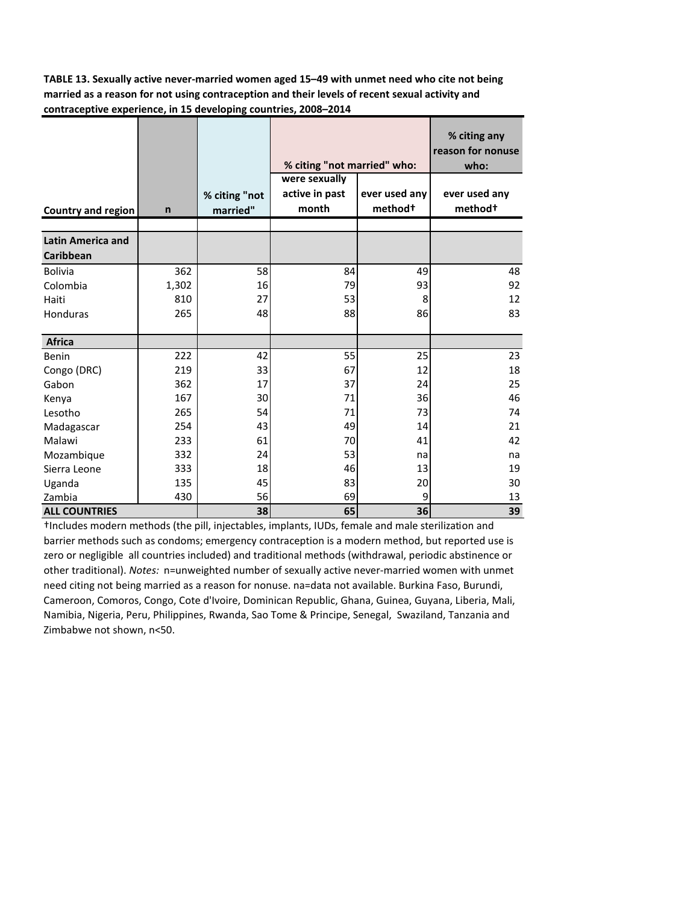**TABLE 13. Sexually active never-married women aged 15–49 with unmet need who cite not being married as a reason for not using contraception and their levels of recent sexual activity and contraceptive experience, in 15 developing countries, 2008–2014**

| Country and region | n | % citing "not married" | % citing "not married" who: | | % citing any reason for nonuse who: |
|---|---|---|---|---|---|
| | | | were sexually active in past month | ever used any method† | ever used any method† |
| **Latin America and Caribbean** | | | | | |
| Bolivia | 362 | 58 | 84 | 49 | 48 |
| Colombia | 1,302 | 16 | 79 | 93 | 92 |
| Haiti | 810 | 27 | 53 | 8 | 12 |
| Honduras | 265 | 48 | 88 | 86 | 83 |
| **Africa** | | | | | |
| Benin | 222 | 42 | 55 | 25 | 23 |
| Congo (DRC) | 219 | 33 | 67 | 12 | 18 |
| Gabon | 362 | 17 | 37 | 24 | 25 |
| Kenya | 167 | 30 | 71 | 36 | 46 |
| Lesotho | 265 | 54 | 71 | 73 | 74 |
| Madagascar | 254 | 43 | 49 | 14 | 21 |
| Malawi | 233 | 61 | 70 | 41 | 42 |
| Mozambique | 332 | 24 | 53 | na | na |
| Sierra Leone | 333 | 18 | 46 | 13 | 19 |
| Uganda | 135 | 45 | 83 | 20 | 30 |
| Zambia | 430 | 56 | 69 | 9 | 13 |
| **ALL COUNTRIES** | | **38** | **65** | **36** | **39** |

†Includes modern methods (the pill, injectables, implants, IUDs, female and male sterilization and barrier methods such as condoms; emergency contraception is a modern method, but reported use is zero or negligible all countries included) and traditional methods (withdrawal, periodic abstinence or other traditional). *Notes:* n=unweighted number of sexually active never-married women with unmet need citing not being married as a reason for nonuse. na=data not available. Burkina Faso, Burundi, Cameroon, Comoros, Congo, Cote d'Ivoire, Dominican Republic, Ghana, Guinea, Guyana, Liberia, Mali, Namibia, Nigeria, Peru, Philippines, Rwanda, Sao Tome & Principe, Senegal, Swaziland, Tanzania and Zimbabwe not shown, n<50.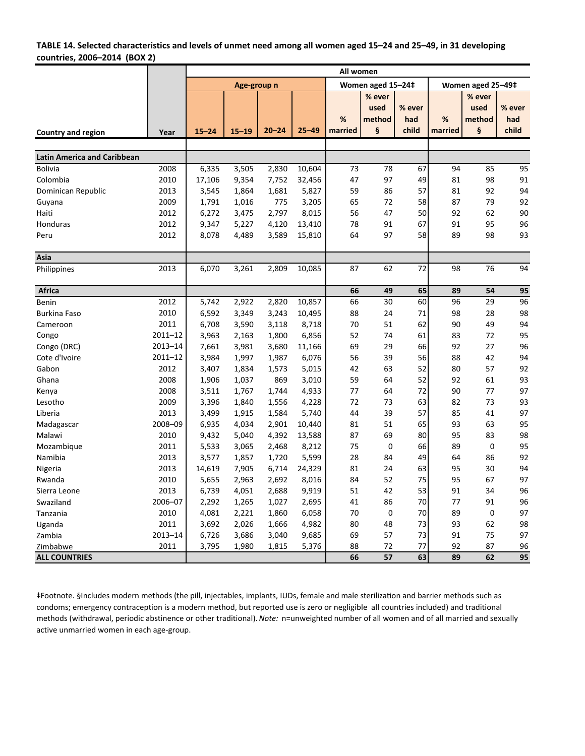**TABLE 14. Selected characteristics and levels of unmet need among all women aged 15–24 and 25–49, in 31 developing countries, 2006–2014 (BOX 2)**

| | | All women | | | | | | | | | |
|---|---|---|---|---|---|---|---|---|---|---|---|
| | | Age-group n | | | | Women aged 15–24‡ | | | Women aged 25–49‡ | | |
| Country and region | Year | 15–24 | 15–19 | 20–24 | 25–49 | % married | % ever used method § | % ever had child | % married | % ever used method § | % ever had child |
| **Latin America and Caribbean** | | | | | | | | | | | |
| Bolivia | 2008 | 6,335 | 3,505 | 2,830 | 10,604 | 73 | 78 | 67 | 94 | 85 | 95 |
| Colombia | 2010 | 17,106 | 9,354 | 7,752 | 32,456 | 47 | 97 | 49 | 81 | 98 | 91 |
| Dominican Republic | 2013 | 3,545 | 1,864 | 1,681 | 5,827 | 59 | 86 | 57 | 81 | 92 | 94 |
| Guyana | 2009 | 1,791 | 1,016 | 775 | 3,205 | 65 | 72 | 58 | 87 | 79 | 92 |
| Haiti | 2012 | 6,272 | 3,475 | 2,797 | 8,015 | 56 | 47 | 50 | 92 | 62 | 90 |
| Honduras | 2012 | 9,347 | 5,227 | 4,120 | 13,410 | 78 | 91 | 67 | 91 | 95 | 96 |
| Peru | 2012 | 8,078 | 4,489 | 3,589 | 15,810 | 64 | 97 | 58 | 89 | 98 | 93 |
| **Asia** | | | | | | | | | | | |
| Philippines | 2013 | 6,070 | 3,261 | 2,809 | 10,085 | 87 | 62 | 72 | 98 | 76 | 94 |
| **Africa** | | | | | | **66** | **49** | **65** | **89** | **54** | **95** |
| Benin | 2012 | 5,742 | 2,922 | 2,820 | 10,857 | 66 | 30 | 60 | 96 | 29 | 96 |
| Burkina Faso | 2010 | 6,592 | 3,349 | 3,243 | 10,495 | 88 | 24 | 71 | 98 | 28 | 98 |
| Cameroon | 2011 | 6,708 | 3,590 | 3,118 | 8,718 | 70 | 51 | 62 | 90 | 49 | 94 |
| Congo | 2011–12 | 3,963 | 2,163 | 1,800 | 6,856 | 52 | 74 | 61 | 83 | 72 | 95 |
| Congo (DRC) | 2013–14 | 7,661 | 3,981 | 3,680 | 11,166 | 69 | 29 | 66 | 92 | 27 | 96 |
| Cote d'Ivoire | 2011–12 | 3,984 | 1,997 | 1,987 | 6,076 | 56 | 39 | 56 | 88 | 42 | 94 |
| Gabon | 2012 | 3,407 | 1,834 | 1,573 | 5,015 | 42 | 63 | 52 | 80 | 57 | 92 |
| Ghana | 2008 | 1,906 | 1,037 | 869 | 3,010 | 59 | 64 | 52 | 92 | 61 | 93 |
| Kenya | 2008 | 3,511 | 1,767 | 1,744 | 4,933 | 77 | 64 | 72 | 90 | 77 | 97 |
| Lesotho | 2009 | 3,396 | 1,840 | 1,556 | 4,228 | 72 | 73 | 63 | 82 | 73 | 93 |
| Liberia | 2013 | 3,499 | 1,915 | 1,584 | 5,740 | 44 | 39 | 57 | 85 | 41 | 97 |
| Madagascar | 2008–09 | 6,935 | 4,034 | 2,901 | 10,440 | 81 | 51 | 65 | 93 | 63 | 95 |
| Malawi | 2010 | 9,432 | 5,040 | 4,392 | 13,588 | 87 | 69 | 80 | 95 | 83 | 98 |
| Mozambique | 2011 | 5,533 | 3,065 | 2,468 | 8,212 | 75 | 0 | 66 | 89 | 0 | 95 |
| Namibia | 2013 | 3,577 | 1,857 | 1,720 | 5,599 | 28 | 84 | 49 | 64 | 86 | 92 |
| Nigeria | 2013 | 14,619 | 7,905 | 6,714 | 24,329 | 81 | 24 | 63 | 95 | 30 | 94 |
| Rwanda | 2010 | 5,655 | 2,963 | 2,692 | 8,016 | 84 | 52 | 75 | 95 | 67 | 97 |
| Sierra Leone | 2013 | 6,739 | 4,051 | 2,688 | 9,919 | 51 | 42 | 53 | 91 | 34 | 96 |
| Swaziland | 2006–07 | 2,292 | 1,265 | 1,027 | 2,695 | 41 | 86 | 70 | 77 | 91 | 96 |
| Tanzania | 2010 | 4,081 | 2,221 | 1,860 | 6,058 | 70 | 0 | 70 | 89 | 0 | 97 |
| Uganda | 2011 | 3,692 | 2,026 | 1,666 | 4,982 | 80 | 48 | 73 | 93 | 62 | 98 |
| Zambia | 2013–14 | 6,726 | 3,686 | 3,040 | 9,685 | 69 | 57 | 73 | 91 | 75 | 97 |
| Zimbabwe | 2011 | 3,795 | 1,980 | 1,815 | 5,376 | 88 | 72 | 77 | 92 | 87 | 96 |
| **ALL COUNTRIES** | | | | | | **66** | **57** | **63** | **89** | **62** | **95** |

‡Footnote. §Includes modern methods (the pill, injectables, implants, IUDs, female and male sterilization and barrier methods such as condoms; emergency contraception is a modern method, but reported use is zero or negligible all countries included) and traditional methods (withdrawal, periodic abstinence or other traditional). *Note:* n=unweighted number of all women and of all married and sexually active unmarried women in each age-group.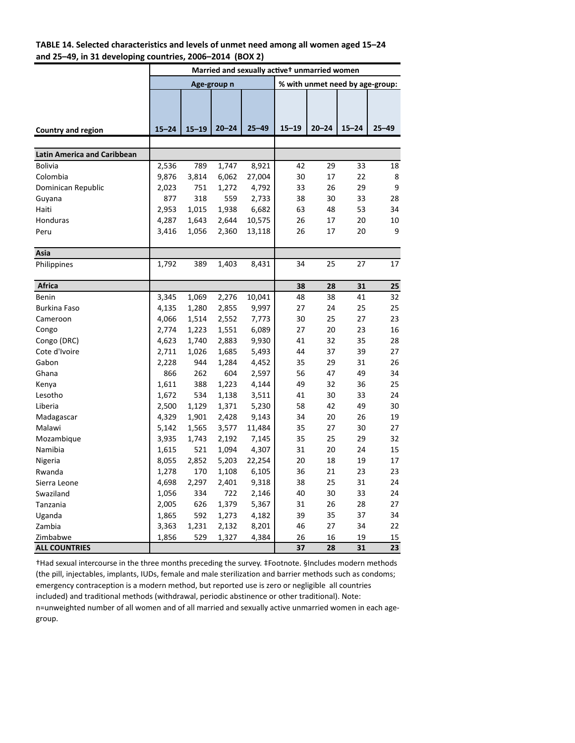**TABLE 14. Selected characteristics and levels of unmet need among all women aged 15–24 and 25–49, in 31 developing countries, 2006–2014 (BOX 2)**

| Country and region | Married and sexually active† unmarried women | | | | | | | |
|---|---|---|---|---|---|---|---|---|
| | Age-group n | | | | % with unmet need by age-group: | | | |
| | 15–24 | 15–19 | 20–24 | 25–49 | 15–19 | 20–24 | 15–24 | 25–49 |
| **Latin America and Caribbean** | | | | | | | | |
| Bolivia | 2,536 | 789 | 1,747 | 8,921 | 42 | 29 | 33 | 18 |
| Colombia | 9,876 | 3,814 | 6,062 | 27,004 | 30 | 17 | 22 | 8 |
| Dominican Republic | 2,023 | 751 | 1,272 | 4,792 | 33 | 26 | 29 | 9 |
| Guyana | 877 | 318 | 559 | 2,733 | 38 | 30 | 33 | 28 |
| Haiti | 2,953 | 1,015 | 1,938 | 6,682 | 63 | 48 | 53 | 34 |
| Honduras | 4,287 | 1,643 | 2,644 | 10,575 | 26 | 17 | 20 | 10 |
| Peru | 3,416 | 1,056 | 2,360 | 13,118 | 26 | 17 | 20 | 9 |
| **Asia** | | | | | | | | |
| Philippines | 1,792 | 389 | 1,403 | 8,431 | 34 | 25 | 27 | 17 |
| **Africa** | | | | | **38** | **28** | **31** | **25** |
| Benin | 3,345 | 1,069 | 2,276 | 10,041 | 48 | 38 | 41 | 32 |
| Burkina Faso | 4,135 | 1,280 | 2,855 | 9,997 | 27 | 24 | 25 | 25 |
| Cameroon | 4,066 | 1,514 | 2,552 | 7,773 | 30 | 25 | 27 | 23 |
| Congo | 2,774 | 1,223 | 1,551 | 6,089 | 27 | 20 | 23 | 16 |
| Congo (DRC) | 4,623 | 1,740 | 2,883 | 9,930 | 41 | 32 | 35 | 28 |
| Cote d'Ivoire | 2,711 | 1,026 | 1,685 | 5,493 | 44 | 37 | 39 | 27 |
| Gabon | 2,228 | 944 | 1,284 | 4,452 | 35 | 29 | 31 | 26 |
| Ghana | 866 | 262 | 604 | 2,597 | 56 | 47 | 49 | 34 |
| Kenya | 1,611 | 388 | 1,223 | 4,144 | 49 | 32 | 36 | 25 |
| Lesotho | 1,672 | 534 | 1,138 | 3,511 | 41 | 30 | 33 | 24 |
| Liberia | 2,500 | 1,129 | 1,371 | 5,230 | 58 | 42 | 49 | 30 |
| Madagascar | 4,329 | 1,901 | 2,428 | 9,143 | 34 | 20 | 26 | 19 |
| Malawi | 5,142 | 1,565 | 3,577 | 11,484 | 35 | 27 | 30 | 27 |
| Mozambique | 3,935 | 1,743 | 2,192 | 7,145 | 35 | 25 | 29 | 32 |
| Namibia | 1,615 | 521 | 1,094 | 4,307 | 31 | 20 | 24 | 15 |
| Nigeria | 8,055 | 2,852 | 5,203 | 22,254 | 20 | 18 | 19 | 17 |
| Rwanda | 1,278 | 170 | 1,108 | 6,105 | 36 | 21 | 23 | 23 |
| Sierra Leone | 4,698 | 2,297 | 2,401 | 9,318 | 38 | 25 | 31 | 24 |
| Swaziland | 1,056 | 334 | 722 | 2,146 | 40 | 30 | 33 | 24 |
| Tanzania | 2,005 | 626 | 1,379 | 5,367 | 31 | 26 | 28 | 27 |
| Uganda | 1,865 | 592 | 1,273 | 4,182 | 39 | 35 | 37 | 34 |
| Zambia | 3,363 | 1,231 | 2,132 | 8,201 | 46 | 27 | 34 | 22 |
| Zimbabwe | 1,856 | 529 | 1,327 | 4,384 | 26 | 16 | 19 | 15 |
| **ALL COUNTRIES** | | | | | **37** | **28** | **31** | **23** |

†Had sexual intercourse in the three months preceding the survey. ‡Footnote. §Includes modern methods (the pill, injectables, implants, IUDs, female and male sterilization and barrier methods such as condoms; emergency contraception is a modern method, but reported use is zero or negligible all countries included) and traditional methods (withdrawal, periodic abstinence or other traditional). Note: n=unweighted number of all women and of all married and sexually active unmarried women in each age-group.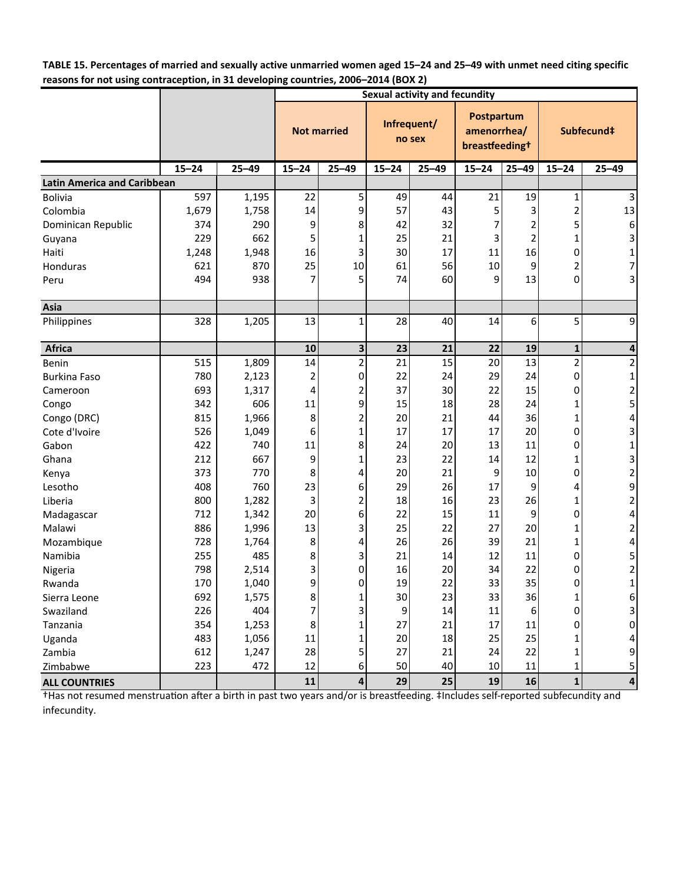**TABLE 15. Percentages of married and sexually active unmarried women aged 15–24 and 25–49 with unmet need citing specific reasons for not using contraception, in 31 developing countries, 2006–2014 (BOX 2)**

| | | | Sexual activity and fecundity | | | | | | | |
|---|---|---|---|---|---|---|---|---|---|---|
| | | | Not married | | Infrequent/ no sex | | Postpartum amenorrhea/ breastfeeding† | | Subfecund‡ | |
| | 15–24 | 25–49 | 15–24 | 25–49 | 15–24 | 25–49 | 15–24 | 25–49 | 15–24 | 25–49 |
| **Latin America and Caribbean** | | | | | | | | | | |
| Bolivia | 597 | 1,195 | 22 | 5 | 49 | 44 | 21 | 19 | 1 | 3 |
| Colombia | 1,679 | 1,758 | 14 | 9 | 57 | 43 | 5 | 3 | 2 | 13 |
| Dominican Republic | 374 | 290 | 9 | 8 | 42 | 32 | 7 | 2 | 5 | 6 |
| Guyana | 229 | 662 | 5 | 1 | 25 | 21 | 3 | 2 | 1 | 3 |
| Haiti | 1,248 | 1,948 | 16 | 3 | 30 | 17 | 11 | 16 | 0 | 1 |
| Honduras | 621 | 870 | 25 | 10 | 61 | 56 | 10 | 9 | 2 | 7 |
| Peru | 494 | 938 | 7 | 5 | 74 | 60 | 9 | 13 | 0 | 3 |
| **Asia** | | | | | | | | | | |
| Philippines | 328 | 1,205 | 13 | 1 | 28 | 40 | 14 | 6 | 5 | 9 |
| **Africa** | | | **10** | **3** | **23** | **21** | **22** | **19** | **1** | **4** |
| Benin | 515 | 1,809 | 14 | 2 | 21 | 15 | 20 | 13 | 2 | 2 |
| Burkina Faso | 780 | 2,123 | 2 | 0 | 22 | 24 | 29 | 24 | 0 | 1 |
| Cameroon | 693 | 1,317 | 4 | 2 | 37 | 30 | 22 | 15 | 0 | 2 |
| Congo | 342 | 606 | 11 | 9 | 15 | 18 | 28 | 24 | 1 | 5 |
| Congo (DRC) | 815 | 1,966 | 8 | 2 | 20 | 21 | 44 | 36 | 1 | 4 |
| Cote d'Ivoire | 526 | 1,049 | 6 | 1 | 17 | 17 | 17 | 20 | 0 | 3 |
| Gabon | 422 | 740 | 11 | 8 | 24 | 20 | 13 | 11 | 0 | 1 |
| Ghana | 212 | 667 | 9 | 1 | 23 | 22 | 14 | 12 | 1 | 3 |
| Kenya | 373 | 770 | 8 | 4 | 20 | 21 | 9 | 10 | 0 | 2 |
| Lesotho | 408 | 760 | 23 | 6 | 29 | 26 | 17 | 9 | 4 | 9 |
| Liberia | 800 | 1,282 | 3 | 2 | 18 | 16 | 23 | 26 | 1 | 2 |
| Madagascar | 712 | 1,342 | 20 | 6 | 22 | 15 | 11 | 9 | 0 | 4 |
| Malawi | 886 | 1,996 | 13 | 3 | 25 | 22 | 27 | 20 | 1 | 2 |
| Mozambique | 728 | 1,764 | 8 | 4 | 26 | 26 | 39 | 21 | 1 | 4 |
| Namibia | 255 | 485 | 8 | 3 | 21 | 14 | 12 | 11 | 0 | 5 |
| Nigeria | 798 | 2,514 | 3 | 0 | 16 | 20 | 34 | 22 | 0 | 2 |
| Rwanda | 170 | 1,040 | 9 | 0 | 19 | 22 | 33 | 35 | 0 | 1 |
| Sierra Leone | 692 | 1,575 | 8 | 1 | 30 | 23 | 33 | 36 | 1 | 6 |
| Swaziland | 226 | 404 | 7 | 3 | 9 | 14 | 11 | 6 | 0 | 3 |
| Tanzania | 354 | 1,253 | 8 | 1 | 27 | 21 | 17 | 11 | 0 | 0 |
| Uganda | 483 | 1,056 | 11 | 1 | 20 | 18 | 25 | 25 | 1 | 4 |
| Zambia | 612 | 1,247 | 28 | 5 | 27 | 21 | 24 | 22 | 1 | 9 |
| Zimbabwe | 223 | 472 | 12 | 6 | 50 | 40 | 10 | 11 | 1 | 5 |
| **ALL COUNTRIES** | | | **11** | **4** | **29** | **25** | **19** | **16** | **1** | **4** |

†Has not resumed menstruation after a birth in past two years and/or is breastfeeding. ‡Includes self-reported subfecundity and infecundity.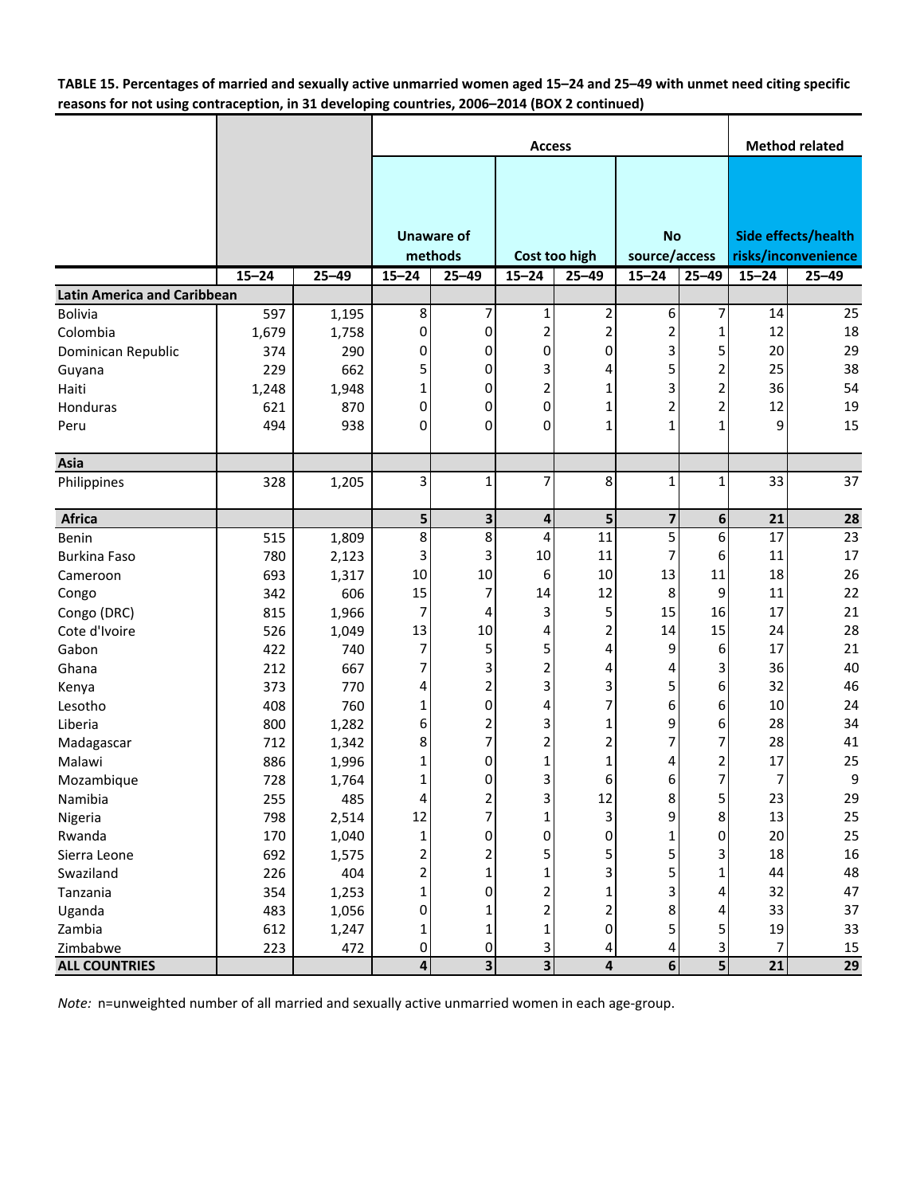**TABLE 15. Percentages of married and sexually active unmarried women aged 15–24 and 25–49 with unmet need citing specific reasons for not using contraception, in 31 developing countries, 2006–2014 (BOX 2 continued)**

| | | | Access | | | | | | Method related | |
|---|---|---|---|---|---|---|---|---|---|---|
| | | | Unaware of methods | | Cost too high | | No source/access | | Side effects/health risks/inconvenience | |
| | 15–24 | 25–49 | 15–24 | 25–49 | 15–24 | 25–49 | 15–24 | 25–49 | 15–24 | 25–49 |
| **Latin America and Caribbean** | | | | | | | | | | |
| Bolivia | 597 | 1,195 | 8 | 7 | 1 | 2 | 6 | 7 | 14 | 25 |
| Colombia | 1,679 | 1,758 | 0 | 0 | 2 | 2 | 2 | 1 | 12 | 18 |
| Dominican Republic | 374 | 290 | 0 | 0 | 0 | 0 | 3 | 5 | 20 | 29 |
| Guyana | 229 | 662 | 5 | 0 | 3 | 4 | 5 | 2 | 25 | 38 |
| Haiti | 1,248 | 1,948 | 1 | 0 | 2 | 1 | 3 | 2 | 36 | 54 |
| Honduras | 621 | 870 | 0 | 0 | 0 | 1 | 2 | 2 | 12 | 19 |
| Peru | 494 | 938 | 0 | 0 | 0 | 1 | 1 | 1 | 9 | 15 |
| **Asia** | | | | | | | | | | |
| Philippines | 328 | 1,205 | 3 | 1 | 7 | 8 | 1 | 1 | 33 | 37 |
| **Africa** | | | **5** | **3** | **4** | **5** | **7** | **6** | **21** | **28** |
| Benin | 515 | 1,809 | 8 | 8 | 4 | 11 | 5 | 6 | 17 | 23 |
| Burkina Faso | 780 | 2,123 | 3 | 3 | 10 | 11 | 7 | 6 | 11 | 17 |
| Cameroon | 693 | 1,317 | 10 | 10 | 6 | 10 | 13 | 11 | 18 | 26 |
| Congo | 342 | 606 | 15 | 7 | 14 | 12 | 8 | 9 | 11 | 22 |
| Congo (DRC) | 815 | 1,966 | 7 | 4 | 3 | 5 | 15 | 16 | 17 | 21 |
| Cote d'Ivoire | 526 | 1,049 | 13 | 10 | 4 | 2 | 14 | 15 | 24 | 28 |
| Gabon | 422 | 740 | 7 | 5 | 5 | 4 | 9 | 6 | 17 | 21 |
| Ghana | 212 | 667 | 7 | 3 | 2 | 4 | 4 | 3 | 36 | 40 |
| Kenya | 373 | 770 | 4 | 2 | 3 | 3 | 5 | 6 | 32 | 46 |
| Lesotho | 408 | 760 | 1 | 0 | 4 | 7 | 6 | 6 | 10 | 24 |
| Liberia | 800 | 1,282 | 6 | 2 | 3 | 1 | 9 | 6 | 28 | 34 |
| Madagascar | 712 | 1,342 | 8 | 7 | 2 | 2 | 7 | 7 | 28 | 41 |
| Malawi | 886 | 1,996 | 1 | 0 | 1 | 1 | 4 | 2 | 17 | 25 |
| Mozambique | 728 | 1,764 | 1 | 0 | 3 | 6 | 6 | 7 | 7 | 9 |
| Namibia | 255 | 485 | 4 | 2 | 3 | 12 | 8 | 5 | 23 | 29 |
| Nigeria | 798 | 2,514 | 12 | 7 | 1 | 3 | 9 | 8 | 13 | 25 |
| Rwanda | 170 | 1,040 | 1 | 0 | 0 | 0 | 1 | 0 | 20 | 25 |
| Sierra Leone | 692 | 1,575 | 2 | 2 | 5 | 5 | 5 | 3 | 18 | 16 |
| Swaziland | 226 | 404 | 2 | 1 | 1 | 3 | 5 | 1 | 44 | 48 |
| Tanzania | 354 | 1,253 | 1 | 0 | 2 | 1 | 3 | 4 | 32 | 47 |
| Uganda | 483 | 1,056 | 0 | 1 | 2 | 2 | 8 | 4 | 33 | 37 |
| Zambia | 612 | 1,247 | 1 | 1 | 1 | 0 | 5 | 5 | 19 | 33 |
| Zimbabwe | 223 | 472 | 0 | 0 | 3 | 4 | 4 | 3 | 7 | 15 |
| **ALL COUNTRIES** | | | **4** | **3** | **3** | **4** | **6** | **5** | **21** | **29** |

*Note:* n=unweighted number of all married and sexually active unmarried women in each age-group.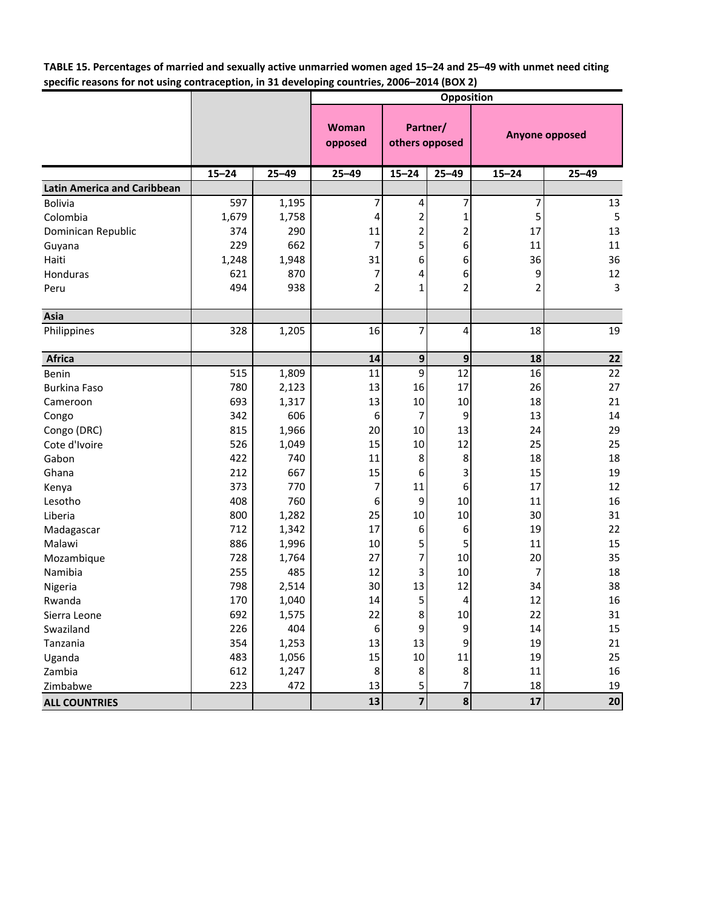**TABLE 15. Percentages of married and sexually active unmarried women aged 15–24 and 25–49 with unmet need citing specific reasons for not using contraception, in 31 developing countries, 2006–2014 (BOX 2)**

| | | | Opposition | | | | |
|---|---|---|---|---|---|---|---|
| | | | Woman opposed | Partner/ others opposed | | Anyone opposed | |
| | 15–24 | 25–49 | 25–49 | 15–24 | 25–49 | 15–24 | 25–49 |
| **Latin America and Caribbean** | | | | | | | |
| Bolivia | 597 | 1,195 | 7 | 4 | 7 | 7 | 13 |
| Colombia | 1,679 | 1,758 | 4 | 2 | 1 | 5 | 5 |
| Dominican Republic | 374 | 290 | 11 | 2 | 2 | 17 | 13 |
| Guyana | 229 | 662 | 7 | 5 | 6 | 11 | 11 |
| Haiti | 1,248 | 1,948 | 31 | 6 | 6 | 36 | 36 |
| Honduras | 621 | 870 | 7 | 4 | 6 | 9 | 12 |
| Peru | 494 | 938 | 2 | 1 | 2 | 2 | 3 |
| **Asia** | | | | | | | |
| Philippines | 328 | 1,205 | 16 | 7 | 4 | 18 | 19 |
| **Africa** | | | **14** | **9** | **9** | **18** | **22** |
| Benin | 515 | 1,809 | 11 | 9 | 12 | 16 | 22 |
| Burkina Faso | 780 | 2,123 | 13 | 16 | 17 | 26 | 27 |
| Cameroon | 693 | 1,317 | 13 | 10 | 10 | 18 | 21 |
| Congo | 342 | 606 | 6 | 7 | 9 | 13 | 14 |
| Congo (DRC) | 815 | 1,966 | 20 | 10 | 13 | 24 | 29 |
| Cote d'Ivoire | 526 | 1,049 | 15 | 10 | 12 | 25 | 25 |
| Gabon | 422 | 740 | 11 | 8 | 8 | 18 | 18 |
| Ghana | 212 | 667 | 15 | 6 | 3 | 15 | 19 |
| Kenya | 373 | 770 | 7 | 11 | 6 | 17 | 12 |
| Lesotho | 408 | 760 | 6 | 9 | 10 | 11 | 16 |
| Liberia | 800 | 1,282 | 25 | 10 | 10 | 30 | 31 |
| Madagascar | 712 | 1,342 | 17 | 6 | 6 | 19 | 22 |
| Malawi | 886 | 1,996 | 10 | 5 | 5 | 11 | 15 |
| Mozambique | 728 | 1,764 | 27 | 7 | 10 | 20 | 35 |
| Namibia | 255 | 485 | 12 | 3 | 10 | 7 | 18 |
| Nigeria | 798 | 2,514 | 30 | 13 | 12 | 34 | 38 |
| Rwanda | 170 | 1,040 | 14 | 5 | 4 | 12 | 16 |
| Sierra Leone | 692 | 1,575 | 22 | 8 | 10 | 22 | 31 |
| Swaziland | 226 | 404 | 6 | 9 | 9 | 14 | 15 |
| Tanzania | 354 | 1,253 | 13 | 13 | 9 | 19 | 21 |
| Uganda | 483 | 1,056 | 15 | 10 | 11 | 19 | 25 |
| Zambia | 612 | 1,247 | 8 | 8 | 8 | 11 | 16 |
| Zimbabwe | 223 | 472 | 13 | 5 | 7 | 18 | 19 |
| **ALL COUNTRIES** | | | **13** | **7** | **8** | **17** | **20** |